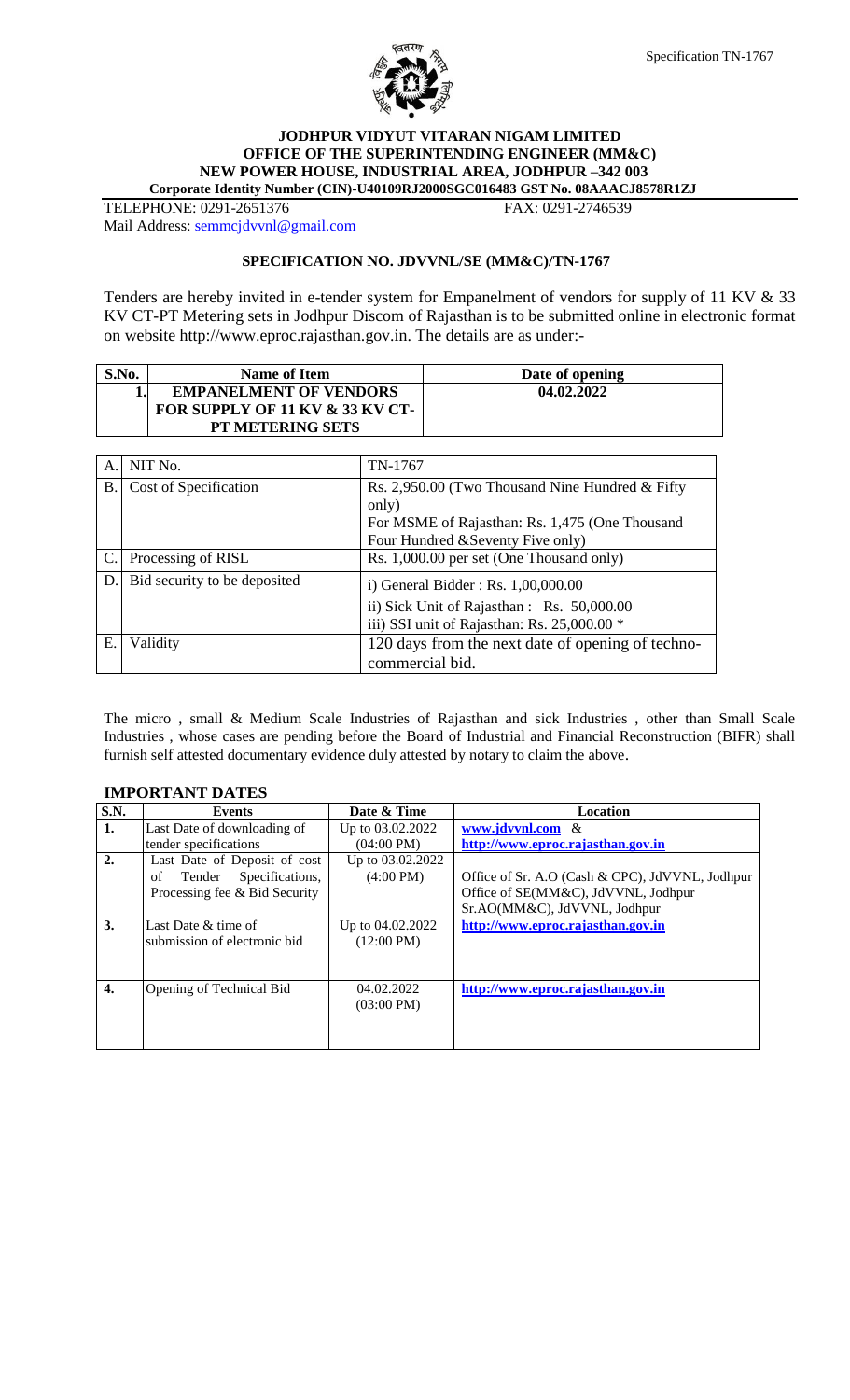Specification TN-1767

**JODHPUR VIDYUT VITARAN NIGAM LIMITED**
**OFFICE OF THE SUPERINTENDING ENGINEER (MM&C)**
**NEW POWER HOUSE, INDUSTRIAL AREA, JODHPUR –342 003**
**Corporate Identity Number (CIN)-U40109RJ2000SGC016483 GST No. 08AAACJ8578R1ZJ**

TELEPHONE: 0291-2651376 FAX: 0291-2746539

Mail Address: semmcjdvvnl@gmail.com

## SPECIFICATION NO. JDVVNL/SE (MM&C)/TN-1767

Tenders are hereby invited in e-tender system for Empanelment of vendors for supply of 11 KV & 33 KV CT-PT Metering sets in Jodhpur Discom of Rajasthan is to be submitted online in electronic format on website http://www.eproc.rajasthan.gov.in. The details are as under:-

| S.No. | Name of Item | Date of opening |
|---|---|---|
| 1. | **EMPANELMENT OF VENDORS FOR SUPPLY OF 11 KV & 33 KV CT-PT METERING SETS** | **04.02.2022** |

| | | |
|---|---|---|
| A. | NIT No. | TN-1767 |
| B. | Cost of Specification | Rs. 2,950.00 (Two Thousand Nine Hundred & Fifty only)<br>For MSME of Rajasthan: Rs. 1,475 (One Thousand Four Hundred &Seventy Five only) |
| C. | Processing of RISL | Rs. 1,000.00 per set (One Thousand only) |
| D. | Bid security to be deposited | i) General Bidder : Rs. 1,00,000.00<br>ii) Sick Unit of Rajasthan : Rs. 50,000.00<br>iii) SSI unit of Rajasthan: Rs. 25,000.00 * |
| E. | Validity | 120 days from the next date of opening of techno-commercial bid. |

The micro , small & Medium Scale Industries of Rajasthan and sick Industries , other than Small Scale Industries , whose cases are pending before the Board of Industrial and Financial Reconstruction (BIFR) shall furnish self attested documentary evidence duly attested by notary to claim the above.

### IMPORTANT DATES

| S.N. | Events | Date & Time | Location |
|---|---|---|---|
| **1.** | Last Date of downloading of tender specifications | Up to 03.02.2022 (04:00 PM) | **www.jdvvnl.com** & **http://www.eproc.rajasthan.gov.in** |
| **2.** | Last Date of Deposit of cost of Tender Specifications, Processing fee & Bid Security | Up to 03.02.2022 (4:00 PM) | Office of Sr. A.O (Cash & CPC), JdVVNL, Jodhpur<br>Office of SE(MM&C), JdVVNL, Jodhpur<br>Sr.AO(MM&C), JdVVNL, Jodhpur |
| **3.** | Last Date & time of submission of electronic bid | Up to 04.02.2022 (12:00 PM) | **http://www.eproc.rajasthan.gov.in** |
| **4.** | Opening of Technical Bid | 04.02.2022 (03:00 PM) | **http://www.eproc.rajasthan.gov.in** |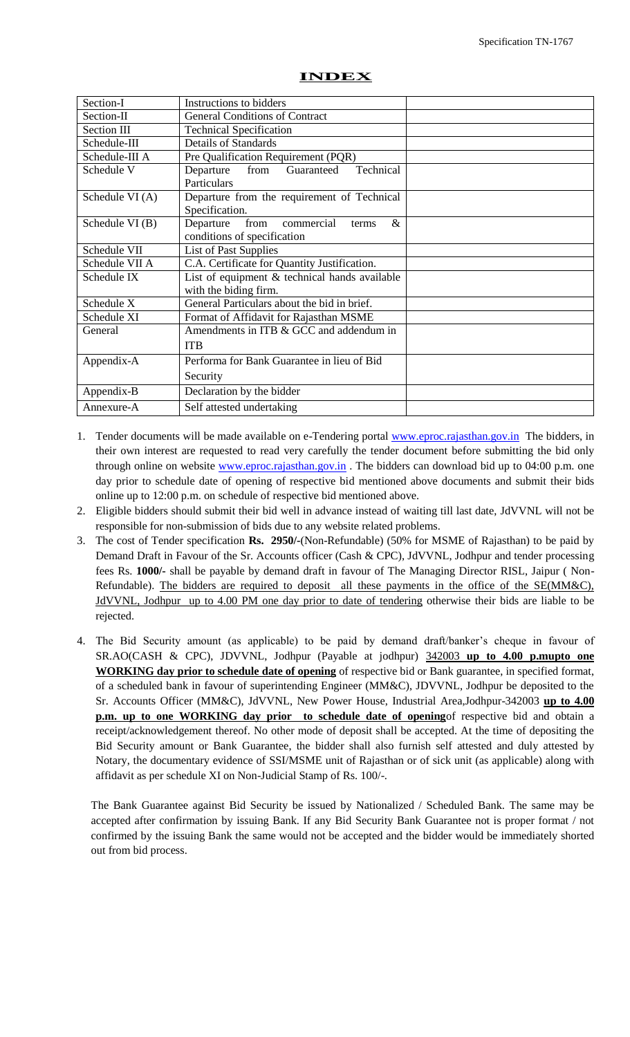# INDEX

| | | |
|---|---|---|
| Section-I | Instructions to bidders | |
| Section-II | General Conditions of Contract | |
| Section III | Technical Specification | |
| Schedule-III | Details of Standards | |
| Schedule-III A | Pre Qualification Requirement (PQR) | |
| Schedule V | Departure from Guaranteed Technical Particulars | |
| Schedule VI (A) | Departure from the requirement of Technical Specification. | |
| Schedule VI (B) | Departure from commercial terms & conditions of specification | |
| Schedule VII | List of Past Supplies | |
| Schedule VII A | C.A. Certificate for Quantity Justification. | |
| Schedule IX | List of equipment & technical hands available with the biding firm. | |
| Schedule X | General Particulars about the bid in brief. | |
| Schedule XI | Format of Affidavit for Rajasthan MSME | |
| General | Amendments in ITB & GCC and addendum in ITB | |
| Appendix-A | Performa for Bank Guarantee in lieu of Bid Security | |
| Appendix-B | Declaration by the bidder | |
| Annexure-A | Self attested undertaking | |

1. Tender documents will be made available on e-Tendering portal www.eproc.rajasthan.gov.in The bidders, in their own interest are requested to read very carefully the tender document before submitting the bid only through online on website www.eproc.rajasthan.gov.in . The bidders can download bid up to 04:00 p.m. one day prior to schedule date of opening of respective bid mentioned above documents and submit their bids online up to 12:00 p.m. on schedule of respective bid mentioned above.
2. Eligible bidders should submit their bid well in advance instead of waiting till last date, JdVVNL will not be responsible for non-submission of bids due to any website related problems.
3. The cost of Tender specification **Rs. 2950/-**(Non-Refundable) (50% for MSME of Rajasthan) to be paid by Demand Draft in Favour of the Sr. Accounts officer (Cash & CPC), JdVVNL, Jodhpur and tender processing fees Rs. **1000/-** shall be payable by demand draft in favour of The Managing Director RISL, Jaipur ( Non-Refundable). The bidders are required to deposit all these payments in the office of the SE(MM&C), JdVVNL, Jodhpur up to 4.00 PM one day prior to date of tendering otherwise their bids are liable to be rejected.
4. The Bid Security amount (as applicable) to be paid by demand draft/banker's cheque in favour of SR.AO(CASH & CPC), JDVVNL, Jodhpur (Payable at jodhpur) 342003 **up to 4.00 p.mupto one WORKING day prior to schedule date of opening** of respective bid or Bank guarantee, in specified format, of a scheduled bank in favour of superintending Engineer (MM&C), JDVVNL, Jodhpur be deposited to the Sr. Accounts Officer (MM&C), JdVVNL, New Power House, Industrial Area,Jodhpur-342003 **up to 4.00 p.m. up to one WORKING day prior to schedule date of opening**of respective bid and obtain a receipt/acknowledgement thereof. No other mode of deposit shall be accepted. At the time of depositing the Bid Security amount or Bank Guarantee, the bidder shall also furnish self attested and duly attested by Notary, the documentary evidence of SSI/MSME unit of Rajasthan or of sick unit (as applicable) along with affidavit as per schedule XI on Non-Judicial Stamp of Rs. 100/-.

   The Bank Guarantee against Bid Security be issued by Nationalized / Scheduled Bank. The same may be accepted after confirmation by issuing Bank. If any Bid Security Bank Guarantee not is proper format / not confirmed by the issuing Bank the same would not be accepted and the bidder would be immediately shorted out from bid process.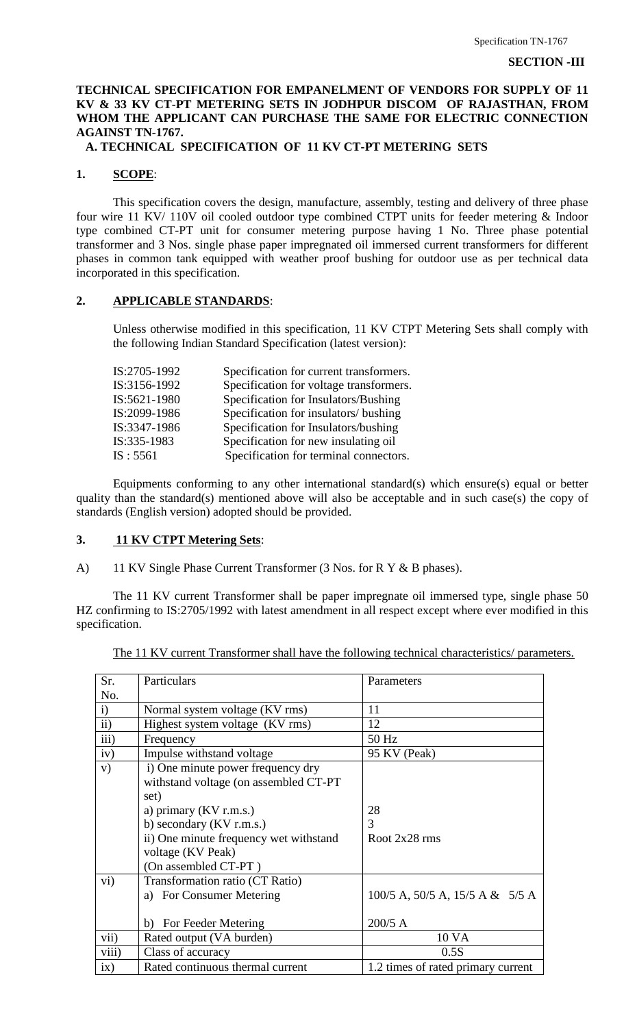**SECTION -III**

**TECHNICAL SPECIFICATION FOR EMPANELMENT OF VENDORS FOR SUPPLY OF 11 KV & 33 KV CT-PT METERING SETS IN JODHPUR DISCOM OF RAJASTHAN, FROM WHOM THE APPLICANT CAN PURCHASE THE SAME FOR ELECTRIC CONNECTION AGAINST TN-1767.**

**A. TECHNICAL SPECIFICATION OF 11 KV CT-PT METERING SETS**

## 1. SCOPE:

This specification covers the design, manufacture, assembly, testing and delivery of three phase four wire 11 KV/ 110V oil cooled outdoor type combined CTPT units for feeder metering & Indoor type combined CT-PT unit for consumer metering purpose having 1 No. Three phase potential transformer and 3 Nos. single phase paper impregnated oil immersed current transformers for different phases in common tank equipped with weather proof bushing for outdoor use as per technical data incorporated in this specification.

## 2. APPLICABLE STANDARDS:

Unless otherwise modified in this specification, 11 KV CTPT Metering Sets shall comply with the following Indian Standard Specification (latest version):

| | |
|---|---|
| IS:2705-1992 | Specification for current transformers. |
| IS:3156-1992 | Specification for voltage transformers. |
| IS:5621-1980 | Specification for Insulators/Bushing |
| IS:2099-1986 | Specification for insulators/ bushing |
| IS:3347-1986 | Specification for Insulators/bushing |
| IS:335-1983 | Specification for new insulating oil |
| IS : 5561 | Specification for terminal connectors. |

Equipments conforming to any other international standard(s) which ensure(s) equal or better quality than the standard(s) mentioned above will also be acceptable and in such case(s) the copy of standards (English version) adopted should be provided.

## 3. 11 KV CTPT Metering Sets:

A) 11 KV Single Phase Current Transformer (3 Nos. for R Y & B phases).

The 11 KV current Transformer shall be paper impregnate oil immersed type, single phase 50 HZ confirming to IS:2705/1992 with latest amendment in all respect except where ever modified in this specification.

The 11 KV current Transformer shall have the following technical characteristics/ parameters.

| Sr. No. | Particulars | Parameters |
|---|---|---|
| i) | Normal system voltage (KV rms) | 11 |
| ii) | Highest system voltage (KV rms) | 12 |
| iii) | Frequency | 50 Hz |
| iv) | Impulse withstand voltage | 95 KV (Peak) |
| v) | i) One minute power frequency dry withstand voltage (on assembled CT-PT set)<br>a) primary (KV r.m.s.)<br>b) secondary (KV r.m.s.)<br>ii) One minute frequency wet withstand voltage (KV Peak)<br>(On assembled CT-PT ) | <br><br><br>28<br>3<br>Root 2x28 rms |
| vi) | Transformation ratio (CT Ratio)<br>a) For Consumer Metering<br>b) For Feeder Metering | <br>100/5 A, 50/5 A, 15/5 A & 5/5 A<br>200/5 A |
| vii) | Rated output (VA burden) | 10 VA |
| viii) | Class of accuracy | 0.5S |
| ix) | Rated continuous thermal current | 1.2 times of rated primary current |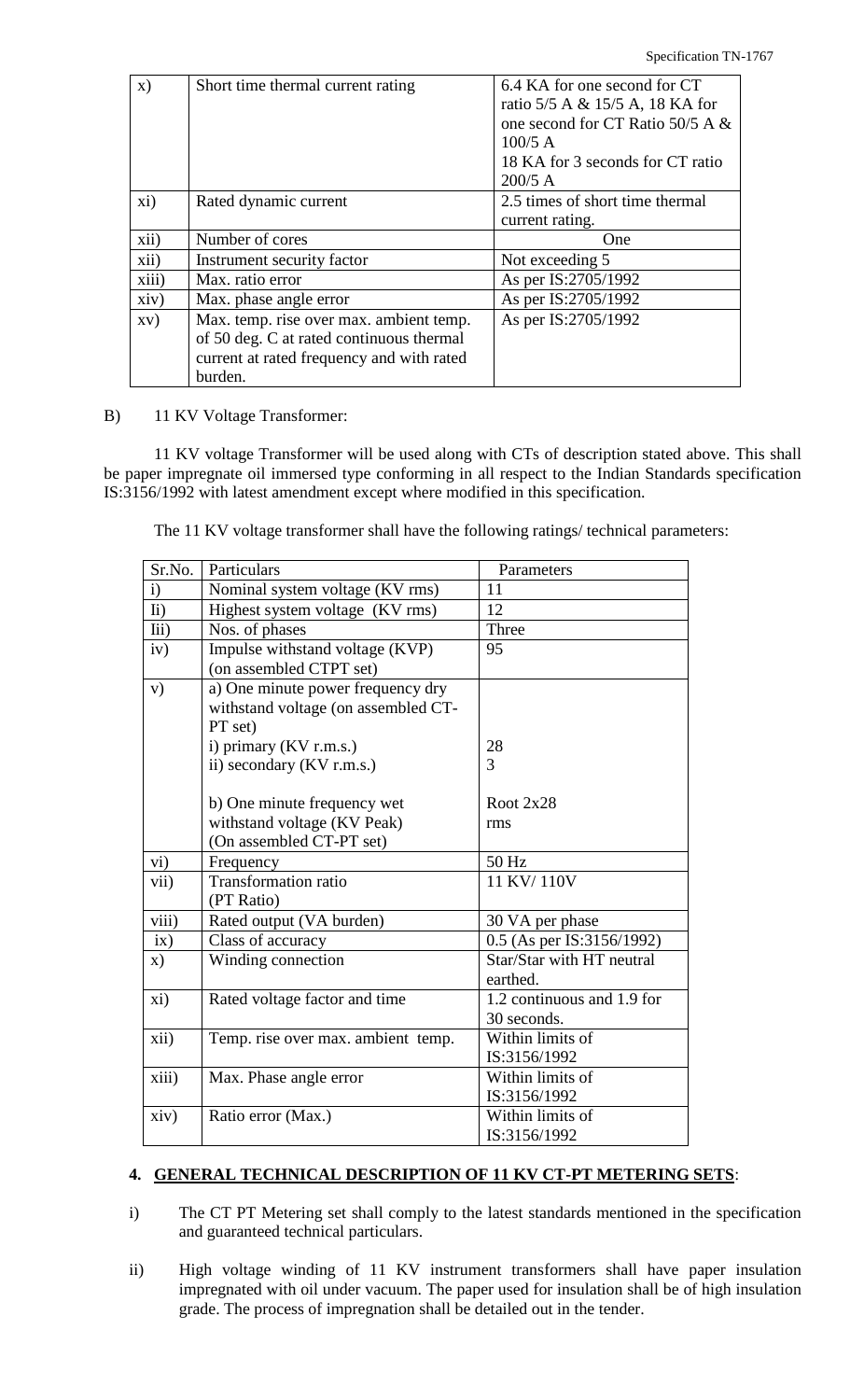| x) | Short time thermal current rating | 6.4 KA for one second for CT ratio 5/5 A & 15/5 A, 18 KA for one second for CT Ratio 50/5 A & 100/5 A<br>18 KA for 3 seconds for CT ratio 200/5 A |
|---|---|---|
| xi) | Rated dynamic current | 2.5 times of short time thermal current rating. |
| xii) | Number of cores | One |
| xii) | Instrument security factor | Not exceeding 5 |
| xiii) | Max. ratio error | As per IS:2705/1992 |
| xiv) | Max. phase angle error | As per IS:2705/1992 |
| xv) | Max. temp. rise over max. ambient temp. of 50 deg. C at rated continuous thermal current at rated frequency and with rated burden. | As per IS:2705/1992 |

B) 11 KV Voltage Transformer:

11 KV voltage Transformer will be used along with CTs of description stated above. This shall be paper impregnate oil immersed type conforming in all respect to the Indian Standards specification IS:3156/1992 with latest amendment except where modified in this specification.

The 11 KV voltage transformer shall have the following ratings/ technical parameters:

| Sr.No. | Particulars | Parameters |
|---|---|---|
| i) | Nominal system voltage (KV rms) | 11 |
| Ii) | Highest system voltage (KV rms) | 12 |
| Iii) | Nos. of phases | Three |
| iv) | Impulse withstand voltage (KVP) (on assembled CTPT set) | 95 |
| v) | a) One minute power frequency dry withstand voltage (on assembled CT-PT set)<br>i) primary (KV r.m.s.)<br>ii) secondary (KV r.m.s.)<br><br>b) One minute frequency wet withstand voltage (KV Peak) (On assembled CT-PT set) | <br><br><br>28<br>3<br><br>Root 2x28 rms |
| vi) | Frequency | 50 Hz |
| vii) | Transformation ratio (PT Ratio) | 11 KV/ 110V |
| viii) | Rated output (VA burden) | 30 VA per phase |
| ix) | Class of accuracy | 0.5 (As per IS:3156/1992) |
| x) | Winding connection | Star/Star with HT neutral earthed. |
| xi) | Rated voltage factor and time | 1.2 continuous and 1.9 for 30 seconds. |
| xii) | Temp. rise over max. ambient temp. | Within limits of IS:3156/1992 |
| xiii) | Max. Phase angle error | Within limits of IS:3156/1992 |
| xiv) | Ratio error (Max.) | Within limits of IS:3156/1992 |

## 4. GENERAL TECHNICAL DESCRIPTION OF 11 KV CT-PT METERING SETS:

i) The CT PT Metering set shall comply to the latest standards mentioned in the specification and guaranteed technical particulars.

ii) High voltage winding of 11 KV instrument transformers shall have paper insulation impregnated with oil under vacuum. The paper used for insulation shall be of high insulation grade. The process of impregnation shall be detailed out in the tender.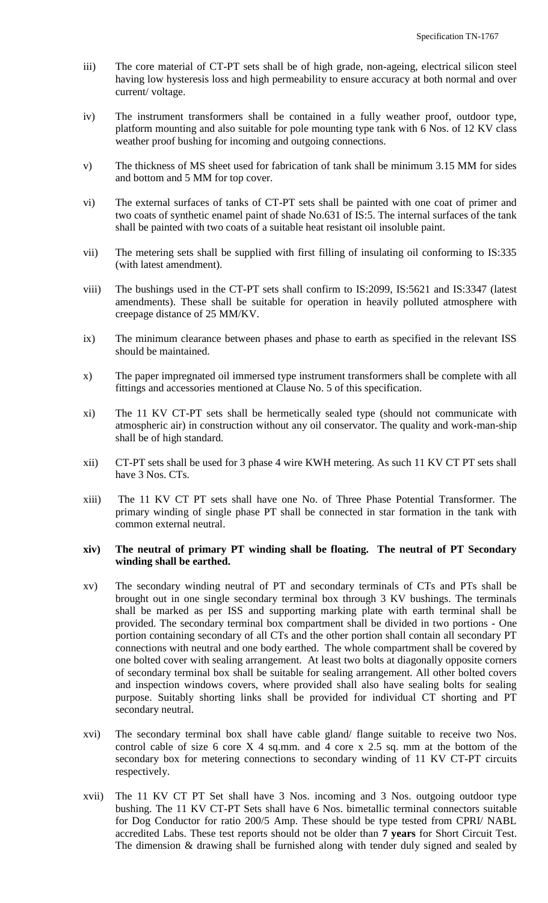iii) The core material of CT-PT sets shall be of high grade, non-ageing, electrical silicon steel having low hysteresis loss and high permeability to ensure accuracy at both normal and over current/ voltage.

iv) The instrument transformers shall be contained in a fully weather proof, outdoor type, platform mounting and also suitable for pole mounting type tank with 6 Nos. of 12 KV class weather proof bushing for incoming and outgoing connections.

v) The thickness of MS sheet used for fabrication of tank shall be minimum 3.15 MM for sides and bottom and 5 MM for top cover.

vi) The external surfaces of tanks of CT-PT sets shall be painted with one coat of primer and two coats of synthetic enamel paint of shade No.631 of IS:5. The internal surfaces of the tank shall be painted with two coats of a suitable heat resistant oil insoluble paint.

vii) The metering sets shall be supplied with first filling of insulating oil conforming to IS:335 (with latest amendment).

viii) The bushings used in the CT-PT sets shall confirm to IS:2099, IS:5621 and IS:3347 (latest amendments). These shall be suitable for operation in heavily polluted atmosphere with creepage distance of 25 MM/KV.

ix) The minimum clearance between phases and phase to earth as specified in the relevant ISS should be maintained.

x) The paper impregnated oil immersed type instrument transformers shall be complete with all fittings and accessories mentioned at Clause No. 5 of this specification.

xi) The 11 KV CT-PT sets shall be hermetically sealed type (should not communicate with atmospheric air) in construction without any oil conservator. The quality and work-man-ship shall be of high standard.

xii) CT-PT sets shall be used for 3 phase 4 wire KWH metering. As such 11 KV CT PT sets shall have 3 Nos. CTs.

xiii) The 11 KV CT PT sets shall have one No. of Three Phase Potential Transformer. The primary winding of single phase PT shall be connected in star formation in the tank with common external neutral.

**xiv) The neutral of primary PT winding shall be floating. The neutral of PT Secondary winding shall be earthed.**

xv) The secondary winding neutral of PT and secondary terminals of CTs and PTs shall be brought out in one single secondary terminal box through 3 KV bushings. The terminals shall be marked as per ISS and supporting marking plate with earth terminal shall be provided. The secondary terminal box compartment shall be divided in two portions - One portion containing secondary of all CTs and the other portion shall contain all secondary PT connections with neutral and one body earthed. The whole compartment shall be covered by one bolted cover with sealing arrangement. At least two bolts at diagonally opposite corners of secondary terminal box shall be suitable for sealing arrangement. All other bolted covers and inspection windows covers, where provided shall also have sealing bolts for sealing purpose. Suitably shorting links shall be provided for individual CT shorting and PT secondary neutral.

xvi) The secondary terminal box shall have cable gland/ flange suitable to receive two Nos. control cable of size 6 core X 4 sq.mm. and 4 core x 2.5 sq. mm at the bottom of the secondary box for metering connections to secondary winding of 11 KV CT-PT circuits respectively.

xvii) The 11 KV CT PT Set shall have 3 Nos. incoming and 3 Nos. outgoing outdoor type bushing. The 11 KV CT-PT Sets shall have 6 Nos. bimetallic terminal connectors suitable for Dog Conductor for ratio 200/5 Amp. These should be type tested from CPRI/ NABL accredited Labs. These test reports should not be older than **7 years** for Short Circuit Test. The dimension & drawing shall be furnished along with tender duly signed and sealed by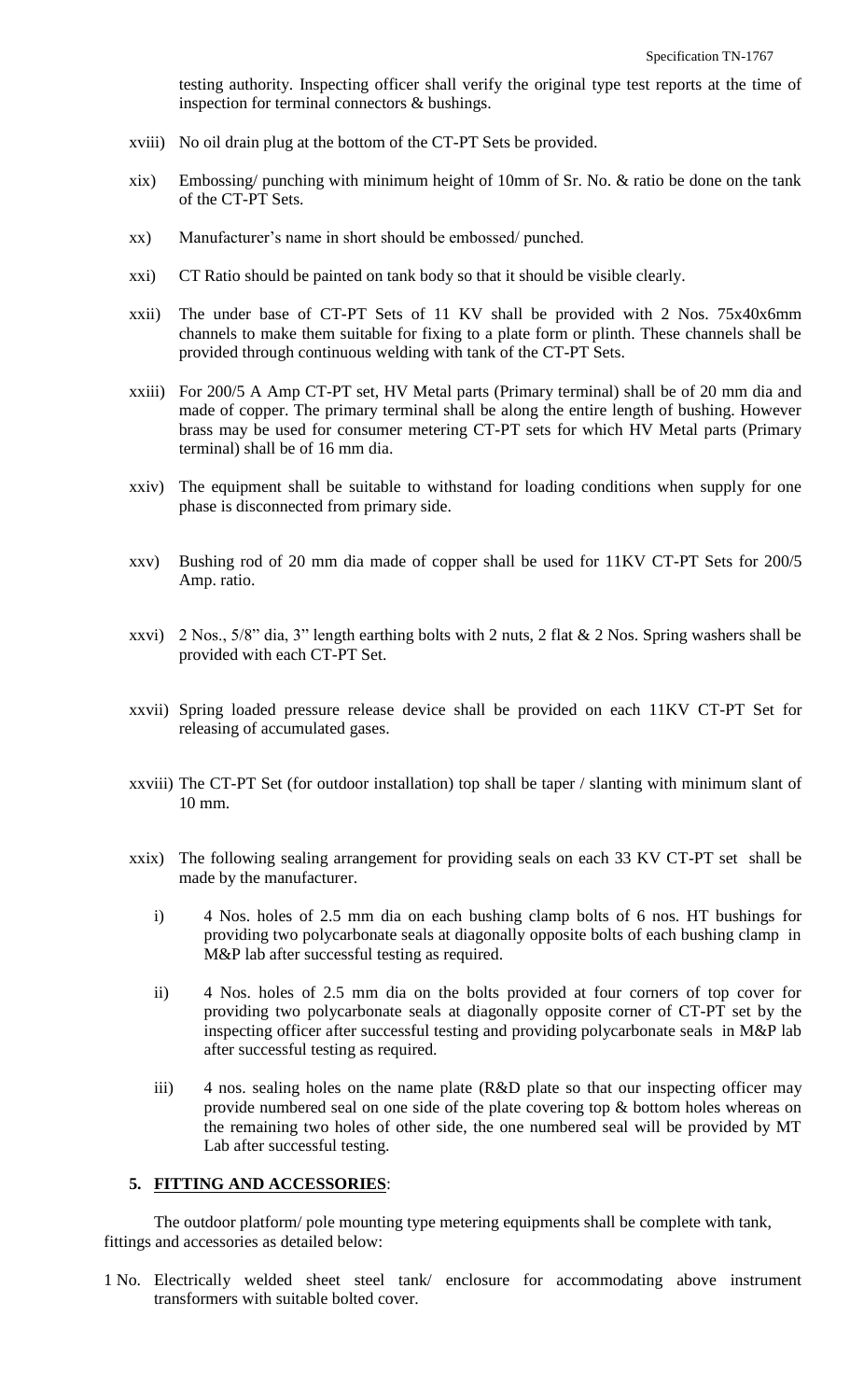testing authority. Inspecting officer shall verify the original type test reports at the time of inspection for terminal connectors & bushings.

xviii) No oil drain plug at the bottom of the CT-PT Sets be provided.

xix) Embossing/ punching with minimum height of 10mm of Sr. No. & ratio be done on the tank of the CT-PT Sets.

xx) Manufacturer's name in short should be embossed/ punched.

xxi) CT Ratio should be painted on tank body so that it should be visible clearly.

xxii) The under base of CT-PT Sets of 11 KV shall be provided with 2 Nos. 75x40x6mm channels to make them suitable for fixing to a plate form or plinth. These channels shall be provided through continuous welding with tank of the CT-PT Sets.

xxiii) For 200/5 A Amp CT-PT set, HV Metal parts (Primary terminal) shall be of 20 mm dia and made of copper. The primary terminal shall be along the entire length of bushing. However brass may be used for consumer metering CT-PT sets for which HV Metal parts (Primary terminal) shall be of 16 mm dia.

xxiv) The equipment shall be suitable to withstand for loading conditions when supply for one phase is disconnected from primary side.

xxv) Bushing rod of 20 mm dia made of copper shall be used for 11KV CT-PT Sets for 200/5 Amp. ratio.

xxvi) 2 Nos., 5/8" dia, 3" length earthing bolts with 2 nuts, 2 flat & 2 Nos. Spring washers shall be provided with each CT-PT Set.

xxvii) Spring loaded pressure release device shall be provided on each 11KV CT-PT Set for releasing of accumulated gases.

xxviii) The CT-PT Set (for outdoor installation) top shall be taper / slanting with minimum slant of 10 mm.

xxix) The following sealing arrangement for providing seals on each 33 KV CT-PT set shall be made by the manufacturer.

   i) 4 Nos. holes of 2.5 mm dia on each bushing clamp bolts of 6 nos. HT bushings for providing two polycarbonate seals at diagonally opposite bolts of each bushing clamp in M&P lab after successful testing as required.

   ii) 4 Nos. holes of 2.5 mm dia on the bolts provided at four corners of top cover for providing two polycarbonate seals at diagonally opposite corner of CT-PT set by the inspecting officer after successful testing and providing polycarbonate seals in M&P lab after successful testing as required.

   iii) 4 nos. sealing holes on the name plate (R&D plate so that our inspecting officer may provide numbered seal on one side of the plate covering top & bottom holes whereas on the remaining two holes of other side, the one numbered seal will be provided by MT Lab after successful testing.

## 5. FITTING AND ACCESSORIES:

The outdoor platform/ pole mounting type metering equipments shall be complete with tank, fittings and accessories as detailed below:

1 No. Electrically welded sheet steel tank/ enclosure for accommodating above instrument transformers with suitable bolted cover.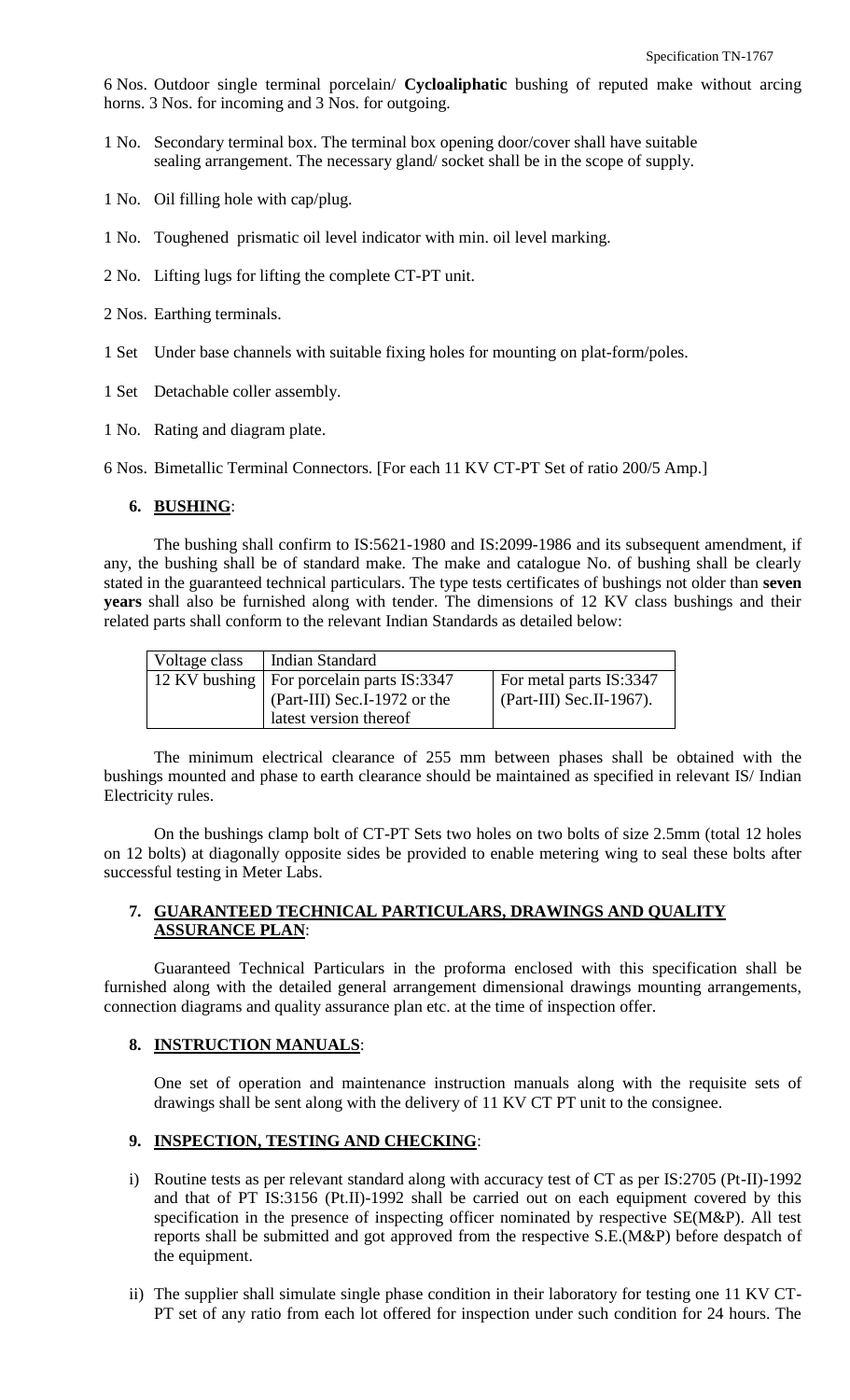6 Nos. Outdoor single terminal porcelain/ **Cycloaliphatic** bushing of reputed make without arcing horns. 3 Nos. for incoming and 3 Nos. for outgoing.

1 No. Secondary terminal box. The terminal box opening door/cover shall have suitable sealing arrangement. The necessary gland/ socket shall be in the scope of supply.

1 No. Oil filling hole with cap/plug.

1 No. Toughened prismatic oil level indicator with min. oil level marking.

2 No. Lifting lugs for lifting the complete CT-PT unit.

2 Nos. Earthing terminals.

1 Set Under base channels with suitable fixing holes for mounting on plat-form/poles.

1 Set Detachable coller assembly.

1 No. Rating and diagram plate.

6 Nos. Bimetallic Terminal Connectors. [For each 11 KV CT-PT Set of ratio 200/5 Amp.]

## 6. BUSHING:

The bushing shall confirm to IS:5621-1980 and IS:2099-1986 and its subsequent amendment, if any, the bushing shall be of standard make. The make and catalogue No. of bushing shall be clearly stated in the guaranteed technical particulars. The type tests certificates of bushings not older than **seven years** shall also be furnished along with tender. The dimensions of 12 KV class bushings and their related parts shall conform to the relevant Indian Standards as detailed below:

| Voltage class | Indian Standard | |
|---|---|---|
| 12 KV bushing | For porcelain parts IS:3347 (Part-III) Sec.I-1972 or the latest version thereof | For metal parts IS:3347 (Part-III) Sec.II-1967). |

The minimum electrical clearance of 255 mm between phases shall be obtained with the bushings mounted and phase to earth clearance should be maintained as specified in relevant IS/ Indian Electricity rules.

On the bushings clamp bolt of CT-PT Sets two holes on two bolts of size 2.5mm (total 12 holes on 12 bolts) at diagonally opposite sides be provided to enable metering wing to seal these bolts after successful testing in Meter Labs.

## 7. GUARANTEED TECHNICAL PARTICULARS, DRAWINGS AND QUALITY ASSURANCE PLAN:

Guaranteed Technical Particulars in the proforma enclosed with this specification shall be furnished along with the detailed general arrangement dimensional drawings mounting arrangements, connection diagrams and quality assurance plan etc. at the time of inspection offer.

## 8. INSTRUCTION MANUALS:

One set of operation and maintenance instruction manuals along with the requisite sets of drawings shall be sent along with the delivery of 11 KV CT PT unit to the consignee.

## 9. INSPECTION, TESTING AND CHECKING:

i) Routine tests as per relevant standard along with accuracy test of CT as per IS:2705 (Pt-II)-1992 and that of PT IS:3156 (Pt.II)-1992 shall be carried out on each equipment covered by this specification in the presence of inspecting officer nominated by respective SE(M&P). All test reports shall be submitted and got approved from the respective S.E.(M&P) before despatch of the equipment.

ii) The supplier shall simulate single phase condition in their laboratory for testing one 11 KV CT-PT set of any ratio from each lot offered for inspection under such condition for 24 hours. The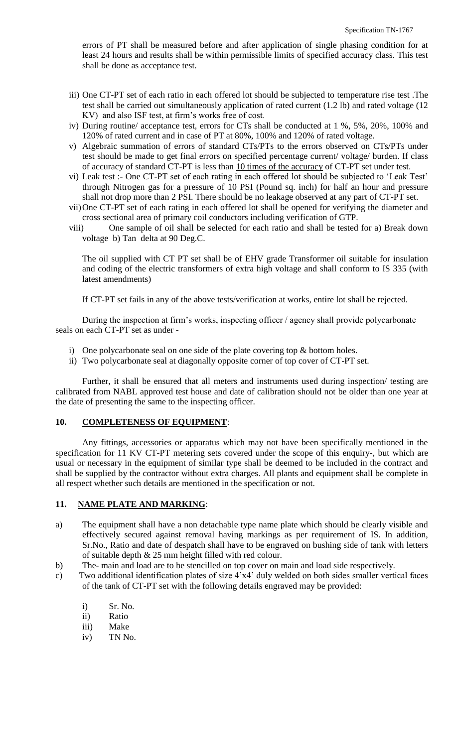errors of PT shall be measured before and after application of single phasing condition for at least 24 hours and results shall be within permissible limits of specified accuracy class. This test shall be done as acceptance test.

iii) One CT-PT set of each ratio in each offered lot should be subjected to temperature rise test .The test shall be carried out simultaneously application of rated current (1.2 lb) and rated voltage (12 KV) and also ISF test, at firm's works free of cost.

iv) During routine/ acceptance test, errors for CTs shall be conducted at 1 %, 5%, 20%, 100% and 120% of rated current and in case of PT at 80%, 100% and 120% of rated voltage.

v) Algebraic summation of errors of standard CTs/PTs to the errors observed on CTs/PTs under test should be made to get final errors on specified percentage current/ voltage/ burden. If class of accuracy of standard CT-PT is less than 10 times of the accuracy of CT-PT set under test.

vi) Leak test :- One CT-PT set of each rating in each offered lot should be subjected to 'Leak Test' through Nitrogen gas for a pressure of 10 PSI (Pound sq. inch) for half an hour and pressure shall not drop more than 2 PSI. There should be no leakage observed at any part of CT-PT set.

vii) One CT-PT set of each rating in each offered lot shall be opened for verifying the diameter and cross sectional area of primary coil conductors including verification of GTP.

viii) One sample of oil shall be selected for each ratio and shall be tested for a) Break down voltage b) Tan delta at 90 Deg.C.

The oil supplied with CT PT set shall be of EHV grade Transformer oil suitable for insulation and coding of the electric transformers of extra high voltage and shall conform to IS 335 (with latest amendments)

If CT-PT set fails in any of the above tests/verification at works, entire lot shall be rejected.

During the inspection at firm's works, inspecting officer / agency shall provide polycarbonate seals on each CT-PT set as under -

i) One polycarbonate seal on one side of the plate covering top & bottom holes.
ii) Two polycarbonate seal at diagonally opposite corner of top cover of CT-PT set.

Further, it shall be ensured that all meters and instruments used during inspection/ testing are calibrated from NABL approved test house and date of calibration should not be older than one year at the date of presenting the same to the inspecting officer.

## 10. COMPLETENESS OF EQUIPMENT:

Any fittings, accessories or apparatus which may not have been specifically mentioned in the specification for 11 KV CT-PT metering sets covered under the scope of this enquiry-, but which are usual or necessary in the equipment of similar type shall be deemed to be included in the contract and shall be supplied by the contractor without extra charges. All plants and equipment shall be complete in all respect whether such details are mentioned in the specification or not.

## 11. NAME PLATE AND MARKING:

a) The equipment shall have a non detachable type name plate which should be clearly visible and effectively secured against removal having markings as per requirement of IS. In addition, Sr.No., Ratio and date of despatch shall have to be engraved on bushing side of tank with letters of suitable depth & 25 mm height filled with red colour.

b) The- main and load are to be stencilled on top cover on main and load side respectively.

c) Two additional identification plates of size 4'x4' duly welded on both sides smaller vertical faces of the tank of CT-PT set with the following details engraved may be provided:

   i) Sr. No.
   ii) Ratio
   iii) Make
   iv) TN No.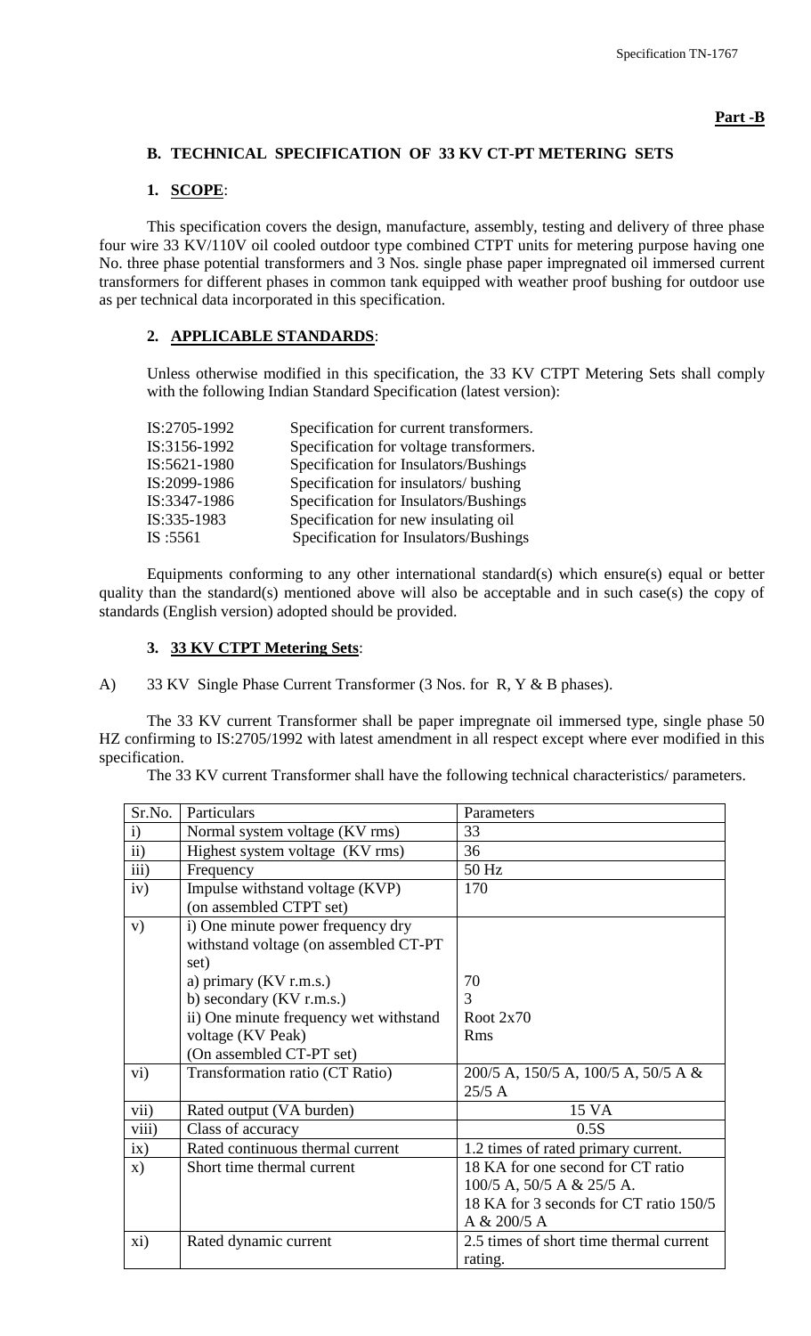**Part -B**

## B. TECHNICAL SPECIFICATION OF 33 KV CT-PT METERING SETS

### 1. SCOPE:

This specification covers the design, manufacture, assembly, testing and delivery of three phase four wire 33 KV/110V oil cooled outdoor type combined CTPT units for metering purpose having one No. three phase potential transformers and 3 Nos. single phase paper impregnated oil immersed current transformers for different phases in common tank equipped with weather proof bushing for outdoor use as per technical data incorporated in this specification.

### 2. APPLICABLE STANDARDS:

Unless otherwise modified in this specification, the 33 KV CTPT Metering Sets shall comply with the following Indian Standard Specification (latest version):

| | |
|---|---|
| IS:2705-1992 | Specification for current transformers. |
| IS:3156-1992 | Specification for voltage transformers. |
| IS:5621-1980 | Specification for Insulators/Bushings |
| IS:2099-1986 | Specification for insulators/ bushing |
| IS:3347-1986 | Specification for Insulators/Bushings |
| IS:335-1983 | Specification for new insulating oil |
| IS :5561 | Specification for Insulators/Bushings |

Equipments conforming to any other international standard(s) which ensure(s) equal or better quality than the standard(s) mentioned above will also be acceptable and in such case(s) the copy of standards (English version) adopted should be provided.

### 3. 33 KV CTPT Metering Sets:

A) 33 KV Single Phase Current Transformer (3 Nos. for R, Y & B phases).

The 33 KV current Transformer shall be paper impregnate oil immersed type, single phase 50 HZ confirming to IS:2705/1992 with latest amendment in all respect except where ever modified in this specification.

The 33 KV current Transformer shall have the following technical characteristics/ parameters.

| Sr.No. | Particulars | Parameters |
|---|---|---|
| i) | Normal system voltage (KV rms) | 33 |
| ii) | Highest system voltage (KV rms) | 36 |
| iii) | Frequency | 50 Hz |
| iv) | Impulse withstand voltage (KVP) (on assembled CTPT set) | 170 |
| v) | i) One minute power frequency dry withstand voltage (on assembled CT-PT set)<br>a) primary (KV r.m.s.)<br>b) secondary (KV r.m.s.)<br>ii) One minute frequency wet withstand voltage (KV Peak)<br>(On assembled CT-PT set) | <br><br>70<br>3<br>Root 2x70<br>Rms |
| vi) | Transformation ratio (CT Ratio) | 200/5 A, 150/5 A, 100/5 A, 50/5 A & 25/5 A |
| vii) | Rated output (VA burden) | 15 VA |
| viii) | Class of accuracy | 0.5S |
| ix) | Rated continuous thermal current | 1.2 times of rated primary current. |
| x) | Short time thermal current | 18 KA for one second for CT ratio 100/5 A, 50/5 A & 25/5 A.<br>18 KA for 3 seconds for CT ratio 150/5 A & 200/5 A |
| xi) | Rated dynamic current | 2.5 times of short time thermal current rating. |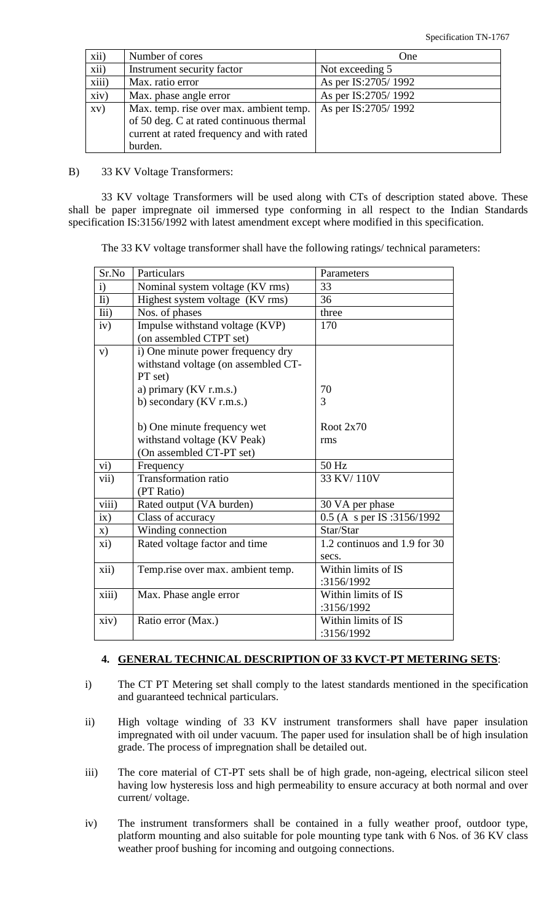| xii) | Number of cores | One |
|---|---|---|
| xii) | Instrument security factor | Not exceeding 5 |
| xiii) | Max. ratio error | As per IS:2705/ 1992 |
| xiv) | Max. phase angle error | As per IS:2705/ 1992 |
| xv) | Max. temp. rise over max. ambient temp. of 50 deg. C at rated continuous thermal current at rated frequency and with rated burden. | As per IS:2705/ 1992 |

B) 33 KV Voltage Transformers:

33 KV voltage Transformers will be used along with CTs of description stated above. These shall be paper impregnate oil immersed type conforming in all respect to the Indian Standards specification IS:3156/1992 with latest amendment except where modified in this specification.

The 33 KV voltage transformer shall have the following ratings/ technical parameters:

| Sr.No | Particulars | Parameters |
|---|---|---|
| i) | Nominal system voltage (KV rms) | 33 |
| Ii) | Highest system voltage (KV rms) | 36 |
| Iii) | Nos. of phases | three |
| iv) | Impulse withstand voltage (KVP) (on assembled CTPT set) | 170 |
| v) | i) One minute power frequency dry withstand voltage (on assembled CT-PT set)<br>a) primary (KV r.m.s.)<br>b) secondary (KV r.m.s.)<br><br>b) One minute frequency wet withstand voltage (KV Peak) (On assembled CT-PT set) | <br><br><br>70<br>3<br><br>Root 2x70 rms |
| vi) | Frequency | 50 Hz |
| vii) | Transformation ratio (PT Ratio) | 33 KV/ 110V |
| viii) | Rated output (VA burden) | 30 VA per phase |
| ix) | Class of accuracy | 0.5 (A s per IS :3156/1992 |
| x) | Winding connection | Star/Star |
| xi) | Rated voltage factor and time | 1.2 continuos and 1.9 for 30 secs. |
| xii) | Temp.rise over max. ambient temp. | Within limits of IS :3156/1992 |
| xiii) | Max. Phase angle error | Within limits of IS :3156/1992 |
| xiv) | Ratio error (Max.) | Within limits of IS :3156/1992 |

## 4. GENERAL TECHNICAL DESCRIPTION OF 33 KVCT-PT METERING SETS:

i) The CT PT Metering set shall comply to the latest standards mentioned in the specification and guaranteed technical particulars.

ii) High voltage winding of 33 KV instrument transformers shall have paper insulation impregnated with oil under vacuum. The paper used for insulation shall be of high insulation grade. The process of impregnation shall be detailed out.

iii) The core material of CT-PT sets shall be of high grade, non-ageing, electrical silicon steel having low hysteresis loss and high permeability to ensure accuracy at both normal and over current/ voltage.

iv) The instrument transformers shall be contained in a fully weather proof, outdoor type, platform mounting and also suitable for pole mounting type tank with 6 Nos. of 36 KV class weather proof bushing for incoming and outgoing connections.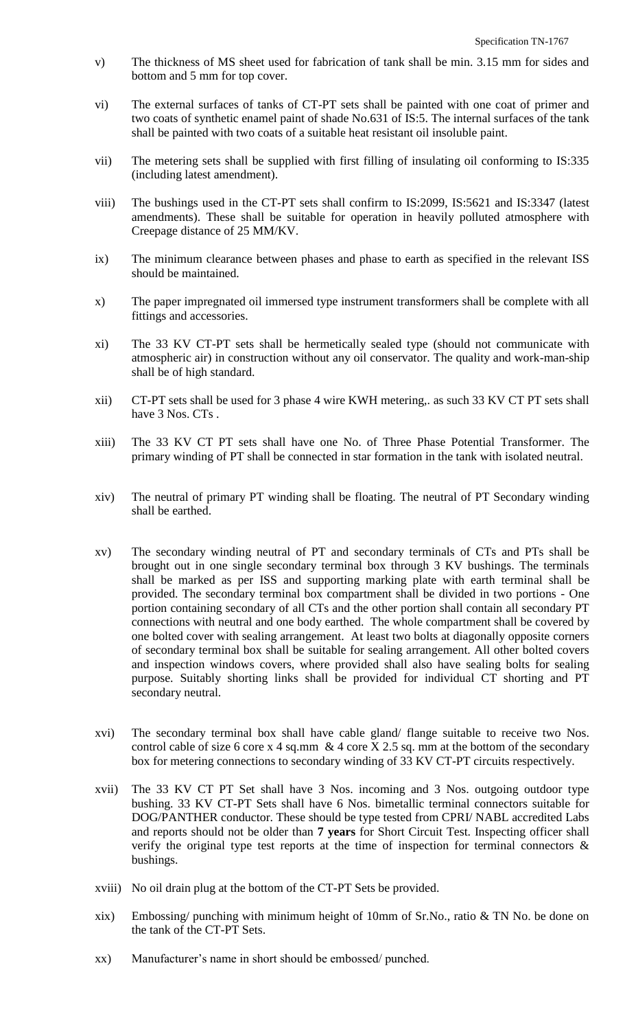v) The thickness of MS sheet used for fabrication of tank shall be min. 3.15 mm for sides and bottom and 5 mm for top cover.

vi) The external surfaces of tanks of CT-PT sets shall be painted with one coat of primer and two coats of synthetic enamel paint of shade No.631 of IS:5. The internal surfaces of the tank shall be painted with two coats of a suitable heat resistant oil insoluble paint.

vii) The metering sets shall be supplied with first filling of insulating oil conforming to IS:335 (including latest amendment).

viii) The bushings used in the CT-PT sets shall confirm to IS:2099, IS:5621 and IS:3347 (latest amendments). These shall be suitable for operation in heavily polluted atmosphere with Creepage distance of 25 MM/KV.

ix) The minimum clearance between phases and phase to earth as specified in the relevant ISS should be maintained.

x) The paper impregnated oil immersed type instrument transformers shall be complete with all fittings and accessories.

xi) The 33 KV CT-PT sets shall be hermetically sealed type (should not communicate with atmospheric air) in construction without any oil conservator. The quality and work-man-ship shall be of high standard.

xii) CT-PT sets shall be used for 3 phase 4 wire KWH metering,. as such 33 KV CT PT sets shall have 3 Nos. CTs .

xiii) The 33 KV CT PT sets shall have one No. of Three Phase Potential Transformer. The primary winding of PT shall be connected in star formation in the tank with isolated neutral.

xiv) The neutral of primary PT winding shall be floating. The neutral of PT Secondary winding shall be earthed.

xv) The secondary winding neutral of PT and secondary terminals of CTs and PTs shall be brought out in one single secondary terminal box through 3 KV bushings. The terminals shall be marked as per ISS and supporting marking plate with earth terminal shall be provided. The secondary terminal box compartment shall be divided in two portions - One portion containing secondary of all CTs and the other portion shall contain all secondary PT connections with neutral and one body earthed. The whole compartment shall be covered by one bolted cover with sealing arrangement. At least two bolts at diagonally opposite corners of secondary terminal box shall be suitable for sealing arrangement. All other bolted covers and inspection windows covers, where provided shall also have sealing bolts for sealing purpose. Suitably shorting links shall be provided for individual CT shorting and PT secondary neutral.

xvi) The secondary terminal box shall have cable gland/ flange suitable to receive two Nos. control cable of size 6 core x 4 sq.mm & 4 core X 2.5 sq. mm at the bottom of the secondary box for metering connections to secondary winding of 33 KV CT-PT circuits respectively.

xvii) The 33 KV CT PT Set shall have 3 Nos. incoming and 3 Nos. outgoing outdoor type bushing. 33 KV CT-PT Sets shall have 6 Nos. bimetallic terminal connectors suitable for DOG/PANTHER conductor. These should be type tested from CPRI/ NABL accredited Labs and reports should not be older than **7 years** for Short Circuit Test. Inspecting officer shall verify the original type test reports at the time of inspection for terminal connectors & bushings.

xviii) No oil drain plug at the bottom of the CT-PT Sets be provided.

xix) Embossing/ punching with minimum height of 10mm of Sr.No., ratio & TN No. be done on the tank of the CT-PT Sets.

xx) Manufacturer's name in short should be embossed/ punched.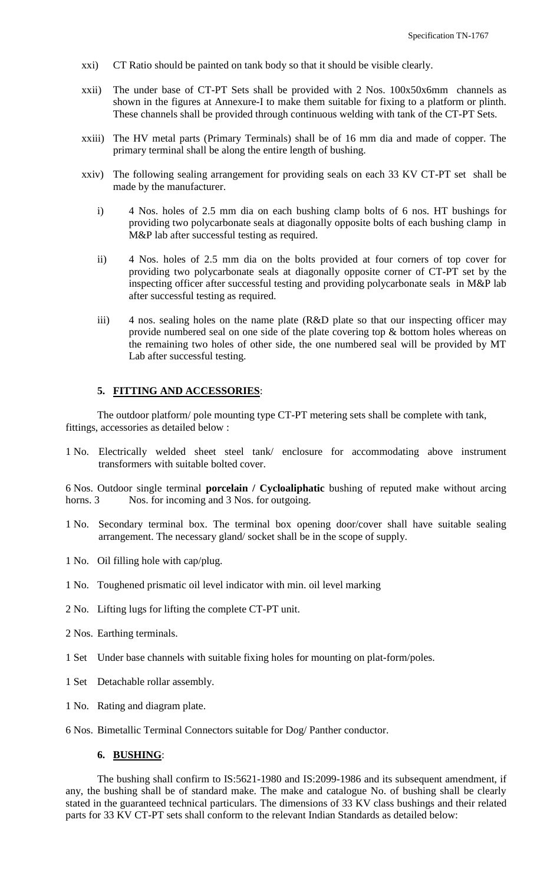xxi) CT Ratio should be painted on tank body so that it should be visible clearly.

xxii) The under base of CT-PT Sets shall be provided with 2 Nos. 100x50x6mm channels as shown in the figures at Annexure-I to make them suitable for fixing to a platform or plinth. These channels shall be provided through continuous welding with tank of the CT-PT Sets.

xxiii) The HV metal parts (Primary Terminals) shall be of 16 mm dia and made of copper. The primary terminal shall be along the entire length of bushing.

xxiv) The following sealing arrangement for providing seals on each 33 KV CT-PT set shall be made by the manufacturer.

i) 4 Nos. holes of 2.5 mm dia on each bushing clamp bolts of 6 nos. HT bushings for providing two polycarbonate seals at diagonally opposite bolts of each bushing clamp in M&P lab after successful testing as required.

ii) 4 Nos. holes of 2.5 mm dia on the bolts provided at four corners of top cover for providing two polycarbonate seals at diagonally opposite corner of CT-PT set by the inspecting officer after successful testing and providing polycarbonate seals in M&P lab after successful testing as required.

iii) 4 nos. sealing holes on the name plate (R&D plate so that our inspecting officer may provide numbered seal on one side of the plate covering top & bottom holes whereas on the remaining two holes of other side, the one numbered seal will be provided by MT Lab after successful testing.

## 5. FITTING AND ACCESSORIES:

The outdoor platform/ pole mounting type CT-PT metering sets shall be complete with tank, fittings, accessories as detailed below :

1 No. Electrically welded sheet steel tank/ enclosure for accommodating above instrument transformers with suitable bolted cover.

6 Nos. Outdoor single terminal **porcelain / Cycloaliphatic** bushing of reputed make without arcing horns. 3 Nos. for incoming and 3 Nos. for outgoing.

1 No. Secondary terminal box. The terminal box opening door/cover shall have suitable sealing arrangement. The necessary gland/ socket shall be in the scope of supply.

1 No. Oil filling hole with cap/plug.

1 No. Toughened prismatic oil level indicator with min. oil level marking

2 No. Lifting lugs for lifting the complete CT-PT unit.

2 Nos. Earthing terminals.

1 Set Under base channels with suitable fixing holes for mounting on plat-form/poles.

1 Set Detachable rollar assembly.

1 No. Rating and diagram plate.

6 Nos. Bimetallic Terminal Connectors suitable for Dog/ Panther conductor.

## 6. BUSHING:

The bushing shall confirm to IS:5621-1980 and IS:2099-1986 and its subsequent amendment, if any, the bushing shall be of standard make. The make and catalogue No. of bushing shall be clearly stated in the guaranteed technical particulars. The dimensions of 33 KV class bushings and their related parts for 33 KV CT-PT sets shall conform to the relevant Indian Standards as detailed below: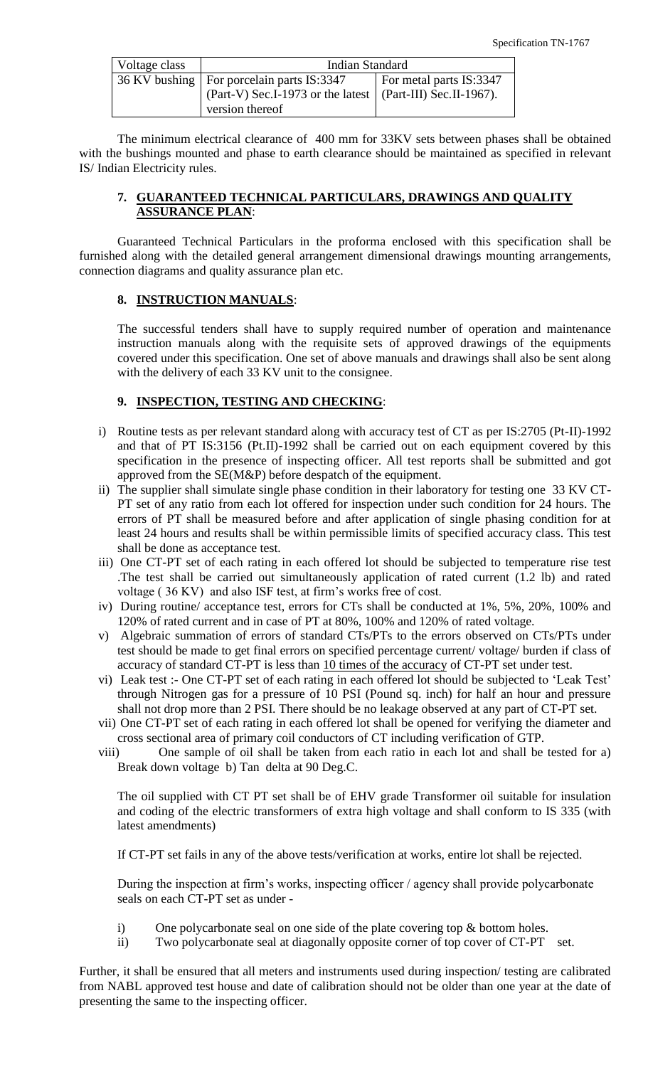| Voltage class | Indian Standard | |
|---|---|---|
| 36 KV bushing | For porcelain parts IS:3347 (Part-V) Sec.I-1973 or the latest version thereof | For metal parts IS:3347 (Part-III) Sec.II-1967). |

The minimum electrical clearance of 400 mm for 33KV sets between phases shall be obtained with the bushings mounted and phase to earth clearance should be maintained as specified in relevant IS/ Indian Electricity rules.

## 7. GUARANTEED TECHNICAL PARTICULARS, DRAWINGS AND QUALITY ASSURANCE PLAN:

Guaranteed Technical Particulars in the proforma enclosed with this specification shall be furnished along with the detailed general arrangement dimensional drawings mounting arrangements, connection diagrams and quality assurance plan etc.

## 8. INSTRUCTION MANUALS:

The successful tenders shall have to supply required number of operation and maintenance instruction manuals along with the requisite sets of approved drawings of the equipments covered under this specification. One set of above manuals and drawings shall also be sent along with the delivery of each 33 KV unit to the consignee.

## 9. INSPECTION, TESTING AND CHECKING:

i) Routine tests as per relevant standard along with accuracy test of CT as per IS:2705 (Pt-II)-1992 and that of PT IS:3156 (Pt.II)-1992 shall be carried out on each equipment covered by this specification in the presence of inspecting officer. All test reports shall be submitted and got approved from the SE(M&P) before despatch of the equipment.

ii) The supplier shall simulate single phase condition in their laboratory for testing one 33 KV CT-PT set of any ratio from each lot offered for inspection under such condition for 24 hours. The errors of PT shall be measured before and after application of single phasing condition for at least 24 hours and results shall be within permissible limits of specified accuracy class. This test shall be done as acceptance test.

iii) One CT-PT set of each rating in each offered lot should be subjected to temperature rise test .The test shall be carried out simultaneously application of rated current (1.2 lb) and rated voltage ( 36 KV) and also ISF test, at firm's works free of cost.

iv) During routine/ acceptance test, errors for CTs shall be conducted at 1%, 5%, 20%, 100% and 120% of rated current and in case of PT at 80%, 100% and 120% of rated voltage.

v) Algebraic summation of errors of standard CTs/PTs to the errors observed on CTs/PTs under test should be made to get final errors on specified percentage current/ voltage/ burden if class of accuracy of standard CT-PT is less than 10 times of the accuracy of CT-PT set under test.

vi) Leak test :- One CT-PT set of each rating in each offered lot should be subjected to 'Leak Test' through Nitrogen gas for a pressure of 10 PSI (Pound sq. inch) for half an hour and pressure shall not drop more than 2 PSI. There should be no leakage observed at any part of CT-PT set.

vii) One CT-PT set of each rating in each offered lot shall be opened for verifying the diameter and cross sectional area of primary coil conductors of CT including verification of GTP.

viii) One sample of oil shall be taken from each ratio in each lot and shall be tested for a) Break down voltage b) Tan delta at 90 Deg.C.

The oil supplied with CT PT set shall be of EHV grade Transformer oil suitable for insulation and coding of the electric transformers of extra high voltage and shall conform to IS 335 (with latest amendments)

If CT-PT set fails in any of the above tests/verification at works, entire lot shall be rejected.

During the inspection at firm's works, inspecting officer / agency shall provide polycarbonate seals on each CT-PT set as under -

i) One polycarbonate seal on one side of the plate covering top & bottom holes.
ii) Two polycarbonate seal at diagonally opposite corner of top cover of CT-PT set.

Further, it shall be ensured that all meters and instruments used during inspection/ testing are calibrated from NABL approved test house and date of calibration should not be older than one year at the date of presenting the same to the inspecting officer.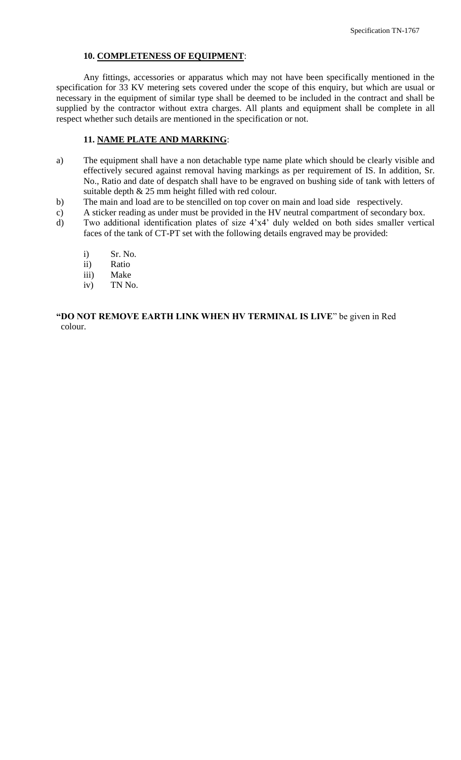## 10. COMPLETENESS OF EQUIPMENT:

Any fittings, accessories or apparatus which may not have been specifically mentioned in the specification for 33 KV metering sets covered under the scope of this enquiry, but which are usual or necessary in the equipment of similar type shall be deemed to be included in the contract and shall be supplied by the contractor without extra charges. All plants and equipment shall be complete in all respect whether such details are mentioned in the specification or not.

## 11. NAME PLATE AND MARKING:

a) The equipment shall have a non detachable type name plate which should be clearly visible and effectively secured against removal having markings as per requirement of IS. In addition, Sr. No., Ratio and date of despatch shall have to be engraved on bushing side of tank with letters of suitable depth & 25 mm height filled with red colour.

b) The main and load are to be stencilled on top cover on main and load side respectively.

c) A sticker reading as under must be provided in the HV neutral compartment of secondary box.

d) Two additional identification plates of size 4'x4' duly welded on both sides smaller vertical faces of the tank of CT-PT set with the following details engraved may be provided:

   i) Sr. No.
   ii) Ratio
   iii) Make
   iv) TN No.

**"DO NOT REMOVE EARTH LINK WHEN HV TERMINAL IS LIVE"** be given in Red colour.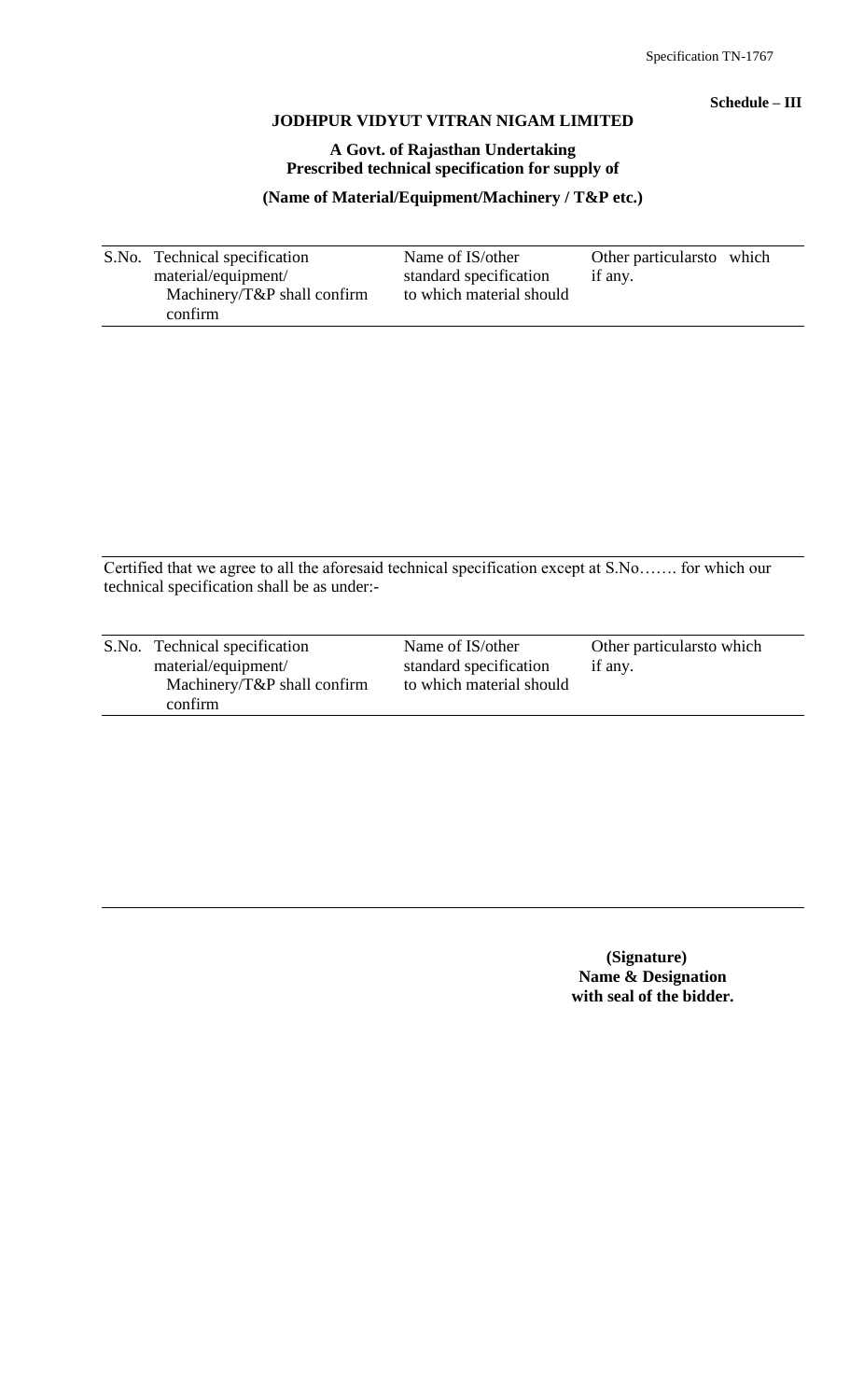**Schedule – III**

**JODHPUR VIDYUT VITRAN NIGAM LIMITED**

**A Govt. of Rajasthan Undertaking**
**Prescribed technical specification for supply of**

**(Name of Material/Equipment/Machinery / T&P etc.)**

| S.No. | Technical specification material/equipment/ Machinery/T&P shall confirm confirm | Name of IS/other standard specification to which material should | Other particularsto which if any. |
|---|---|---|---|
| | | | |

Certified that we agree to all the aforesaid technical specification except at S.No……. for which our technical specification shall be as under:-

| S.No. | Technical specification material/equipment/ Machinery/T&P shall confirm confirm | Name of IS/other standard specification to which material should | Other particularsto which if any. |
|---|---|---|---|
| | | | |

**(Signature)**
**Name & Designation**
**with seal of the bidder.**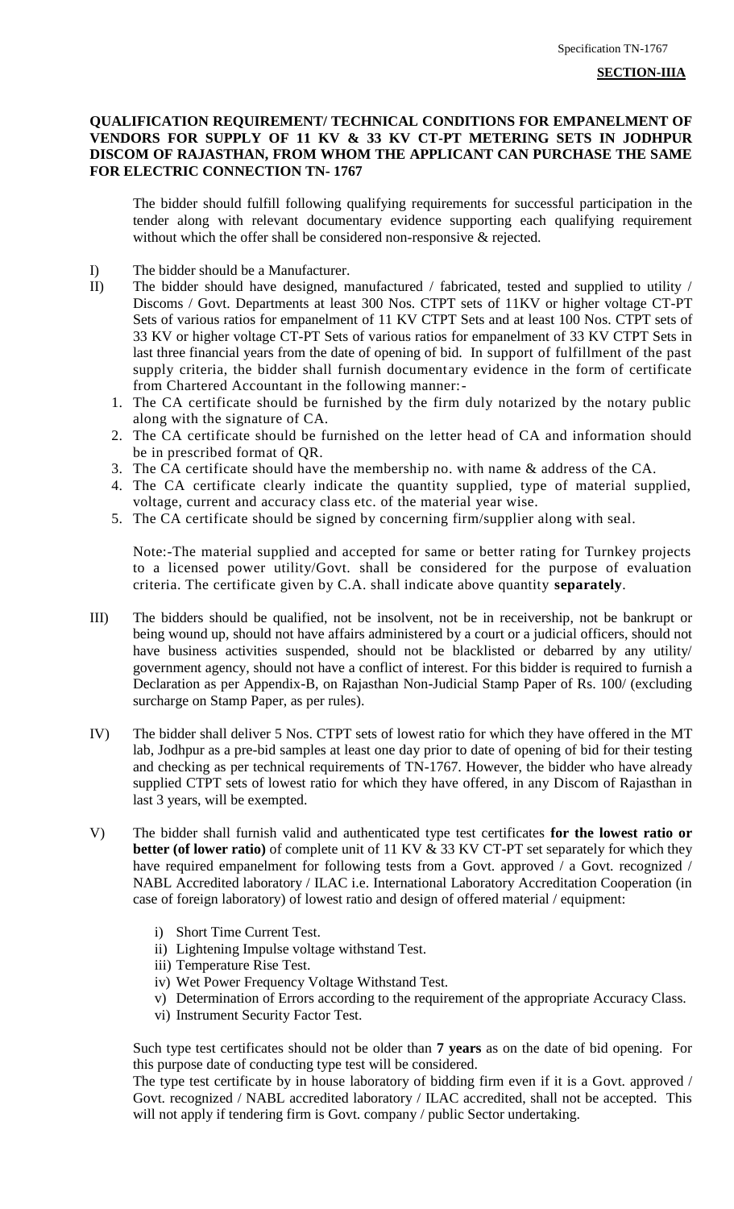**SECTION-IIIA**

**QUALIFICATION REQUIREMENT/ TECHNICAL CONDITIONS FOR EMPANELMENT OF VENDORS FOR SUPPLY OF 11 KV & 33 KV CT-PT METERING SETS IN JODHPUR DISCOM OF RAJASTHAN, FROM WHOM THE APPLICANT CAN PURCHASE THE SAME FOR ELECTRIC CONNECTION TN- 1767**

The bidder should fulfill following qualifying requirements for successful participation in the tender along with relevant documentary evidence supporting each qualifying requirement without which the offer shall be considered non-responsive & rejected.

I) The bidder should be a Manufacturer.

II) The bidder should have designed, manufactured / fabricated, tested and supplied to utility / Discoms / Govt. Departments at least 300 Nos. CTPT sets of 11KV or higher voltage CT-PT Sets of various ratios for empanelment of 11 KV CTPT Sets and at least 100 Nos. CTPT sets of 33 KV or higher voltage CT-PT Sets of various ratios for empanelment of 33 KV CTPT Sets in last three financial years from the date of opening of bid. In support of fulfillment of the past supply criteria, the bidder shall furnish documentary evidence in the form of certificate from Chartered Accountant in the following manner:-

1. The CA certificate should be furnished by the firm duly notarized by the notary public along with the signature of CA.
2. The CA certificate should be furnished on the letter head of CA and information should be in prescribed format of QR.
3. The CA certificate should have the membership no. with name & address of the CA.
4. The CA certificate clearly indicate the quantity supplied, type of material supplied, voltage, current and accuracy class etc. of the material year wise.
5. The CA certificate should be signed by concerning firm/supplier along with seal.

Note:-The material supplied and accepted for same or better rating for Turnkey projects to a licensed power utility/Govt. shall be considered for the purpose of evaluation criteria. The certificate given by C.A. shall indicate above quantity **separately**.

III) The bidders should be qualified, not be insolvent, not be in receivership, not be bankrupt or being wound up, should not have affairs administered by a court or a judicial officers, should not have business activities suspended, should not be blacklisted or debarred by any utility/ government agency, should not have a conflict of interest. For this bidder is required to furnish a Declaration as per Appendix-B, on Rajasthan Non-Judicial Stamp Paper of Rs. 100/ (excluding surcharge on Stamp Paper, as per rules).

IV) The bidder shall deliver 5 Nos. CTPT sets of lowest ratio for which they have offered in the MT lab, Jodhpur as a pre-bid samples at least one day prior to date of opening of bid for their testing and checking as per technical requirements of TN-1767. However, the bidder who have already supplied CTPT sets of lowest ratio for which they have offered, in any Discom of Rajasthan in last 3 years, will be exempted.

V) The bidder shall furnish valid and authenticated type test certificates **for the lowest ratio or better (of lower ratio)** of complete unit of 11 KV & 33 KV CT-PT set separately for which they have required empanelment for following tests from a Govt. approved / a Govt. recognized / NABL Accredited laboratory / ILAC i.e. International Laboratory Accreditation Cooperation (in case of foreign laboratory) of lowest ratio and design of offered material / equipment:

i) Short Time Current Test.
ii) Lightening Impulse voltage withstand Test.
iii) Temperature Rise Test.
iv) Wet Power Frequency Voltage Withstand Test.
v) Determination of Errors according to the requirement of the appropriate Accuracy Class.
vi) Instrument Security Factor Test.

Such type test certificates should not be older than **7 years** as on the date of bid opening. For this purpose date of conducting type test will be considered.

The type test certificate by in house laboratory of bidding firm even if it is a Govt. approved / Govt. recognized / NABL accredited laboratory / ILAC accredited, shall not be accepted. This will not apply if tendering firm is Govt. company / public Sector undertaking.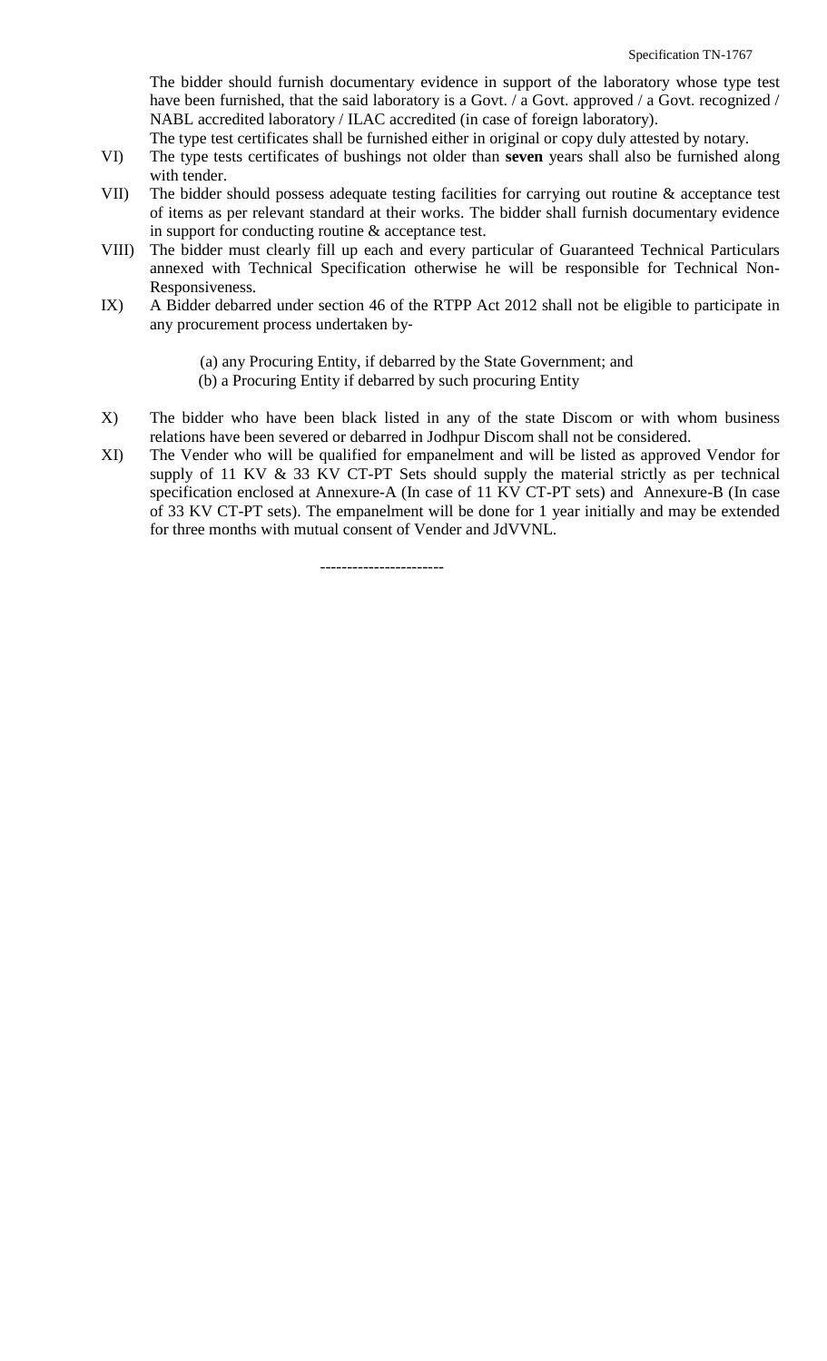The bidder should furnish documentary evidence in support of the laboratory whose type test have been furnished, that the said laboratory is a Govt. / a Govt. approved / a Govt. recognized / NABL accredited laboratory / ILAC accredited (in case of foreign laboratory).

The type test certificates shall be furnished either in original or copy duly attested by notary.

VI) The type tests certificates of bushings not older than **seven** years shall also be furnished along with tender.

VII) The bidder should possess adequate testing facilities for carrying out routine & acceptance test of items as per relevant standard at their works. The bidder shall furnish documentary evidence in support for conducting routine & acceptance test.

VIII) The bidder must clearly fill up each and every particular of Guaranteed Technical Particulars annexed with Technical Specification otherwise he will be responsible for Technical Non-Responsiveness.

IX) A Bidder debarred under section 46 of the RTPP Act 2012 shall not be eligible to participate in any procurement process undertaken by-

(a) any Procuring Entity, if debarred by the State Government; and
(b) a Procuring Entity if debarred by such procuring Entity

X) The bidder who have been black listed in any of the state Discom or with whom business relations have been severed or debarred in Jodhpur Discom shall not be considered.

XI) The Vender who will be qualified for empanelment and will be listed as approved Vendor for supply of 11 KV & 33 KV CT-PT Sets should supply the material strictly as per technical specification enclosed at Annexure-A (In case of 11 KV CT-PT sets) and Annexure-B (In case of 33 KV CT-PT sets). The empanelment will be done for 1 year initially and may be extended for three months with mutual consent of Vender and JdVVNL.

-----------------------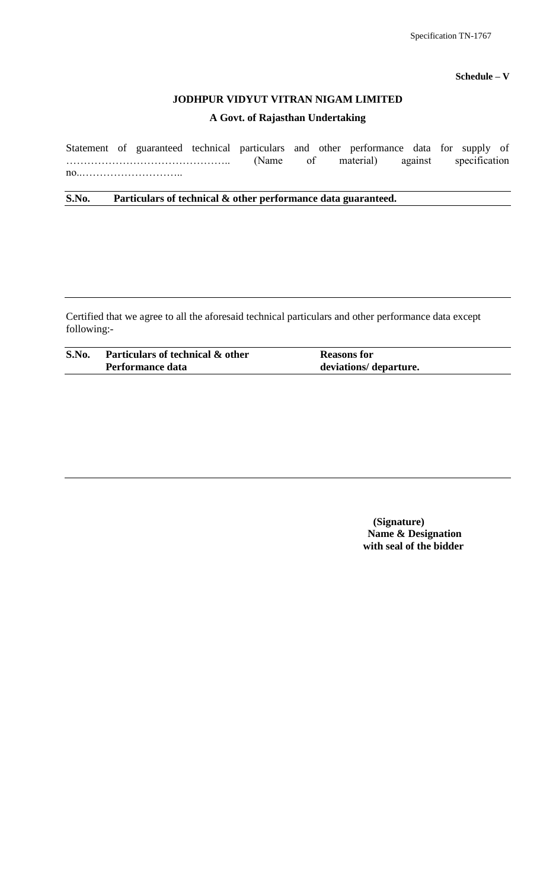**Schedule – V**

**JODHPUR VIDYUT VITRAN NIGAM LIMITED**

**A Govt. of Rajasthan Undertaking**

Statement of guaranteed technical particulars and other performance data for supply of ……………………………………….. (Name of material) against specification no..………………………..

| S.No. | Particulars of technical & other performance data guaranteed. |
|---|---|
| | |

Certified that we agree to all the aforesaid technical particulars and other performance data except following:-

| S.No. | Particulars of technical & other Performance data | Reasons for deviations/ departure. |
|---|---|---|
| | | |

**(Signature)**
**Name & Designation**
**with seal of the bidder**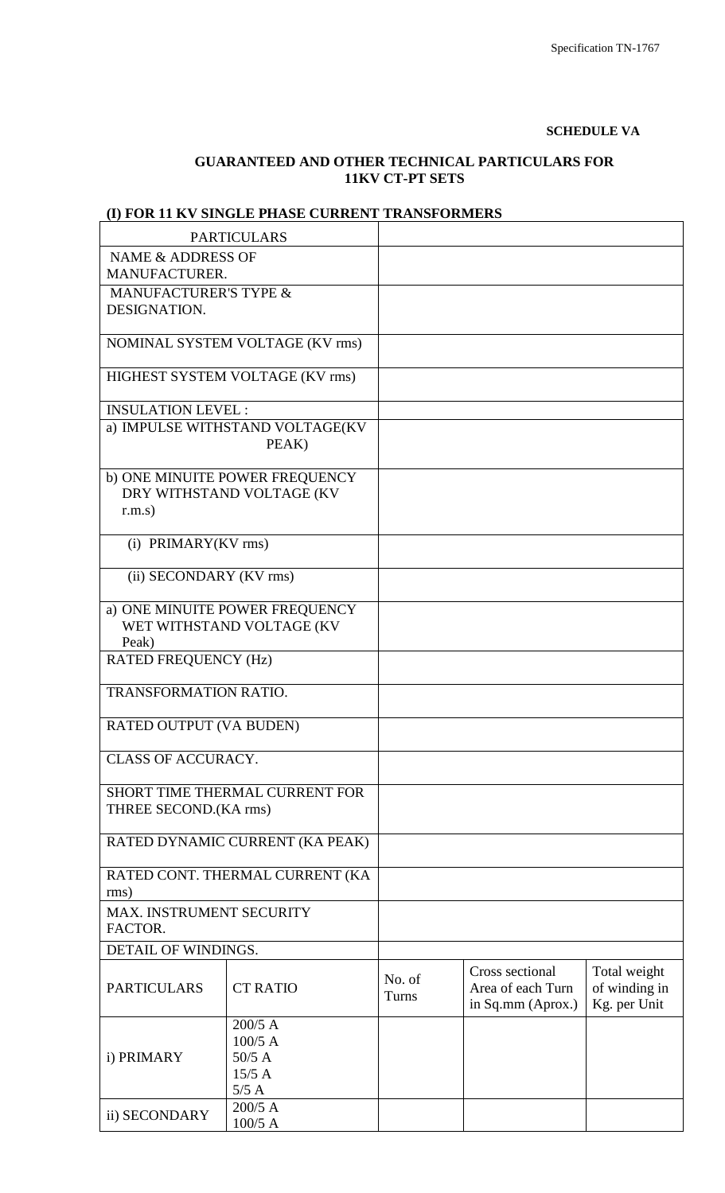**SCHEDULE VA**

**GUARANTEED AND OTHER TECHNICAL PARTICULARS FOR 11KV CT-PT SETS**

**(I) FOR 11 KV SINGLE PHASE CURRENT TRANSFORMERS**

| PARTICULARS | | | | |
|---|---|---|---|---|
| NAME & ADDRESS OF MANUFACTURER. | | | | |
| MANUFACTURER'S TYPE & DESIGNATION. | | | | |
| NOMINAL SYSTEM VOLTAGE (KV rms) | | | | |
| HIGHEST SYSTEM VOLTAGE (KV rms) | | | | |
| INSULATION LEVEL : | | | | |
| a) IMPULSE WITHSTAND VOLTAGE(KV PEAK) | | | | |
| b) ONE MINUITE POWER FREQUENCY DRY WITHSTAND VOLTAGE (KV r.m.s) | | | | |
| (i) PRIMARY(KV rms) | | | | |
| (ii) SECONDARY (KV rms) | | | | |
| a) ONE MINUITE POWER FREQUENCY WET WITHSTAND VOLTAGE (KV Peak) | | | | |
| RATED FREQUENCY (Hz) | | | | |
| TRANSFORMATION RATIO. | | | | |
| RATED OUTPUT (VA BUDEN) | | | | |
| CLASS OF ACCURACY. | | | | |
| SHORT TIME THERMAL CURRENT FOR THREE SECOND.(KA rms) | | | | |
| RATED DYNAMIC CURRENT (KA PEAK) | | | | |
| RATED CONT. THERMAL CURRENT (KA rms) | | | | |
| MAX. INSTRUMENT SECURITY FACTOR. | | | | |
| DETAIL OF WINDINGS. | | | | |
| PARTICULARS | CT RATIO | No. of Turns | Cross sectional Area of each Turn in Sq.mm (Aprox.) | Total weight of winding in Kg. per Unit |
| i) PRIMARY | 200/5 A<br>100/5 A<br>50/5 A<br>15/5 A<br>5/5 A | | | |
| ii) SECONDARY | 200/5 A<br>100/5 A | | | |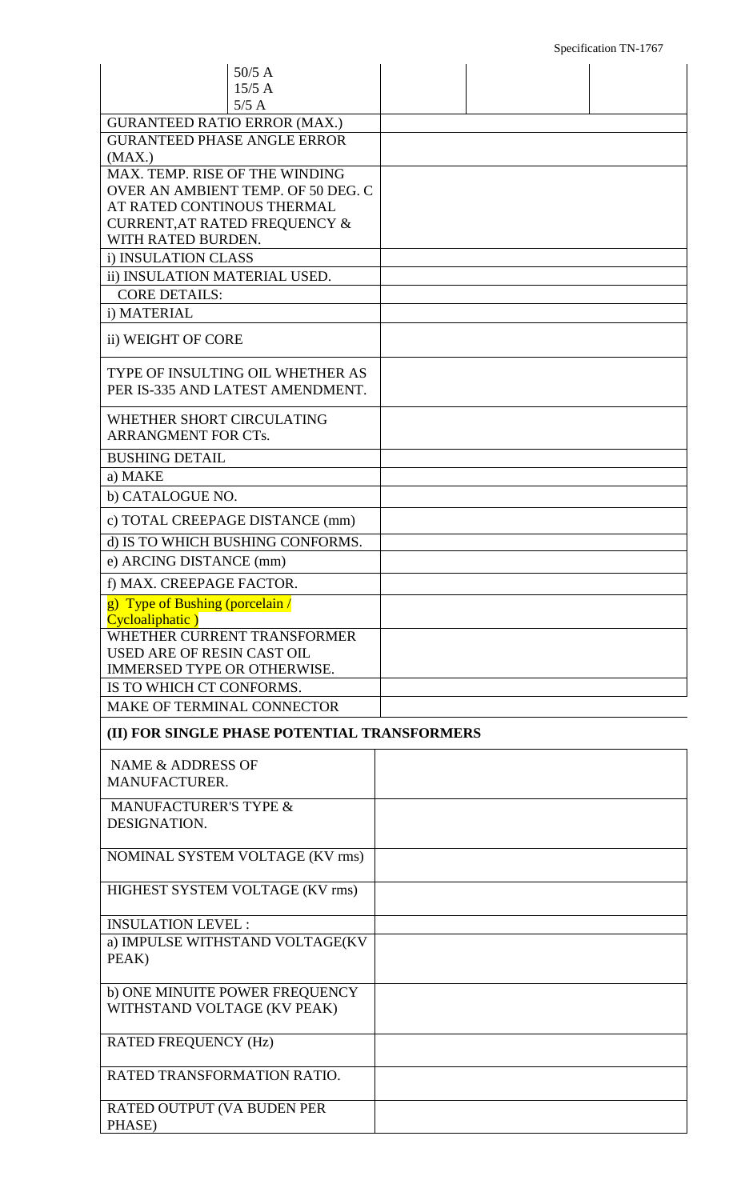| | 50/5 A<br>15/5 A<br>5/5 A | | | |
|---|---|---|---|---|
| GURANTEED RATIO ERROR (MAX.) | | | | |
| GURANTEED PHASE ANGLE ERROR (MAX.) | | | | |
| MAX. TEMP. RISE OF THE WINDING OVER AN AMBIENT TEMP. OF 50 DEG. C AT RATED CONTINOUS THERMAL CURRENT,AT RATED FREQUENCY & WITH RATED BURDEN. | | | | |
| i) INSULATION CLASS | | | | |
| ii) INSULATION MATERIAL USED. | | | | |
| CORE DETAILS: | | | | |
| i) MATERIAL | | | | |
| ii) WEIGHT OF CORE | | | | |
| TYPE OF INSULTING OIL WHETHER AS PER IS-335 AND LATEST AMENDMENT. | | | | |
| WHETHER SHORT CIRCULATING ARRANGMENT FOR CTs. | | | | |
| BUSHING DETAIL | | | | |
| a) MAKE | | | | |
| b) CATALOGUE NO. | | | | |
| c) TOTAL CREEPAGE DISTANCE (mm) | | | | |
| d) IS TO WHICH BUSHING CONFORMS. | | | | |
| e) ARCING DISTANCE (mm) | | | | |
| f) MAX. CREEPAGE FACTOR. | | | | |
| g) Type of Bushing (porcelain / Cycloaliphatic ) | | | | |
| WHETHER CURRENT TRANSFORMER USED ARE OF RESIN CAST OIL IMMERSED TYPE OR OTHERWISE. | | | | |
| IS TO WHICH CT CONFORMS. | | | | |
| MAKE OF TERMINAL CONNECTOR | | | | |

**(II) FOR SINGLE PHASE POTENTIAL TRANSFORMERS**

| | |
|---|---|
| NAME & ADDRESS OF MANUFACTURER. | |
| MANUFACTURER'S TYPE & DESIGNATION. | |
| NOMINAL SYSTEM VOLTAGE (KV rms) | |
| HIGHEST SYSTEM VOLTAGE (KV rms) | |
| INSULATION LEVEL : | |
| a) IMPULSE WITHSTAND VOLTAGE(KV PEAK) | |
| b) ONE MINUITE POWER FREQUENCY WITHSTAND VOLTAGE (KV PEAK) | |
| RATED FREQUENCY (Hz) | |
| RATED TRANSFORMATION RATIO. | |
| RATED OUTPUT (VA BUDEN PER PHASE) | |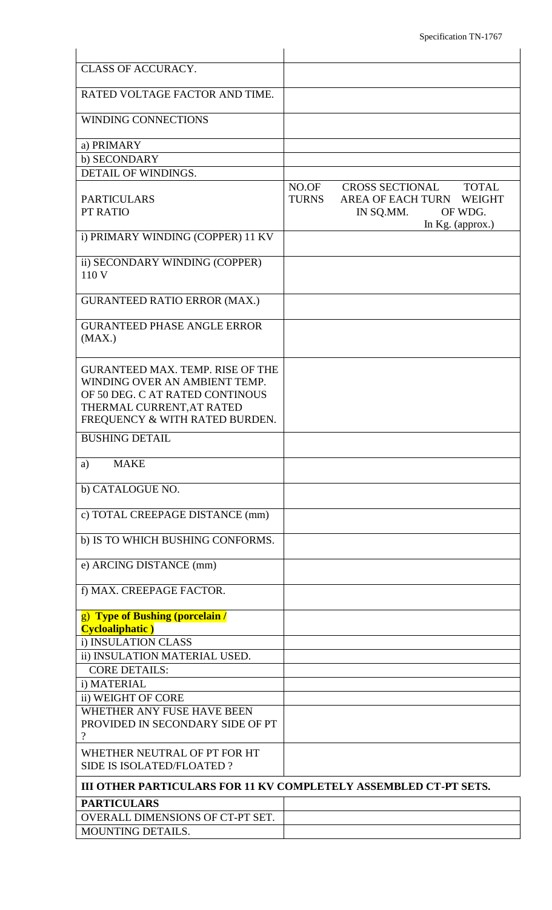| | |
|---|---|
| CLASS OF ACCURACY. | |
| RATED VOLTAGE FACTOR AND TIME. | |
| WINDING CONNECTIONS | |
| a) PRIMARY | |
| b) SECONDARY | |
| DETAIL OF WINDINGS. | |
| PARTICULARS<br>PT RATIO | NO.OF TURNS     CROSS SECTIONAL AREA OF EACH TURN IN SQ.MM.     TOTAL WEIGHT OF WDG. In Kg. (approx.) |
| i) PRIMARY WINDING (COPPER) 11 KV | |
| ii) SECONDARY WINDING (COPPER) 110 V | |
| GURANTEED RATIO ERROR (MAX.) | |
| GURANTEED PHASE ANGLE ERROR (MAX.) | |
| GURANTEED MAX. TEMP. RISE OF THE WINDING OVER AN AMBIENT TEMP. OF 50 DEG. C AT RATED CONTINOUS THERMAL CURRENT,AT RATED FREQUENCY & WITH RATED BURDEN. | |
| BUSHING DETAIL | |
| a) MAKE | |
| b) CATALOGUE NO. | |
| c) TOTAL CREEPAGE DISTANCE (mm) | |
| b) IS TO WHICH BUSHING CONFORMS. | |
| e) ARCING DISTANCE (mm) | |
| f) MAX. CREEPAGE FACTOR. | |
| g) **Type of Bushing (porcelain / Cycloaliphatic )** | |
| i) INSULATION CLASS | |
| ii) INSULATION MATERIAL USED. | |
| CORE DETAILS: | |
| i) MATERIAL | |
| ii) WEIGHT OF CORE | |
| WHETHER ANY FUSE HAVE BEEN PROVIDED IN SECONDARY SIDE OF PT ? | |
| WHETHER NEUTRAL OF PT FOR HT SIDE IS ISOLATED/FLOATED ? | |

**III OTHER PARTICULARS FOR 11 KV COMPLETELY ASSEMBLED CT-PT SETS.**

| PARTICULARS | |
|---|---|
| OVERALL DIMENSIONS OF CT-PT SET. | |
| MOUNTING DETAILS. | |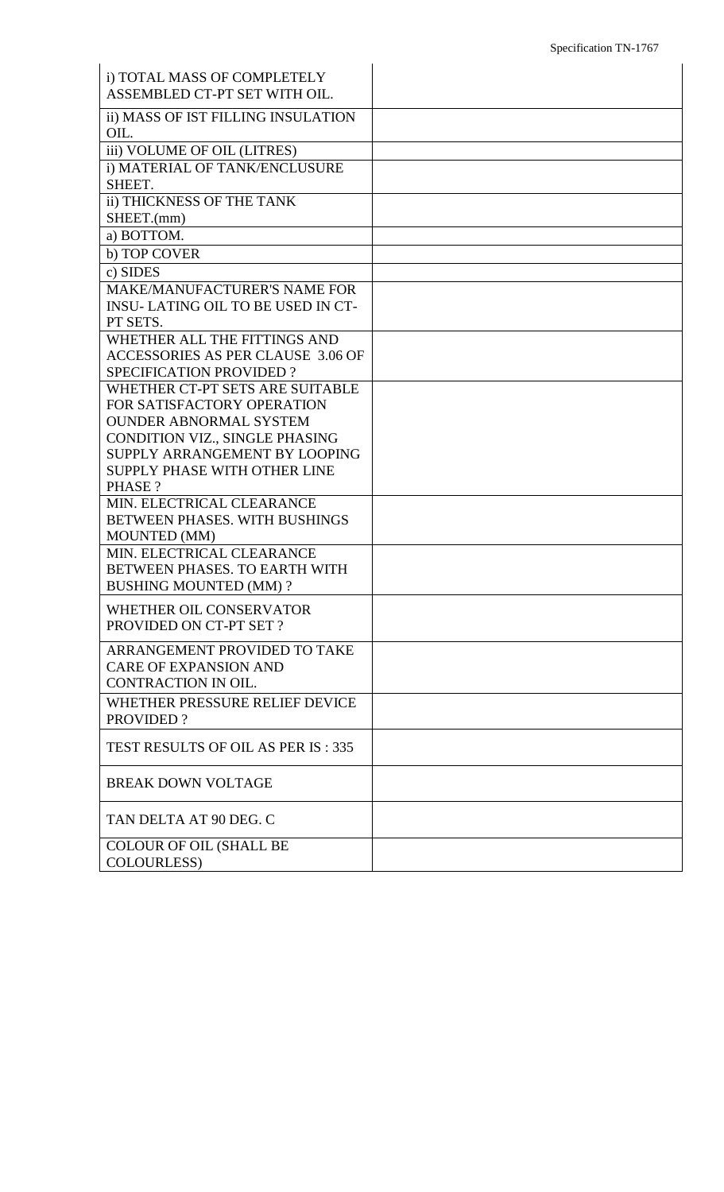| | |
|---|---|
| i) TOTAL MASS OF COMPLETELY ASSEMBLED CT-PT SET WITH OIL. | |
| ii) MASS OF IST FILLING INSULATION OIL. | |
| iii) VOLUME OF OIL (LITRES) | |
| i) MATERIAL OF TANK/ENCLUSURE SHEET. | |
| ii) THICKNESS OF THE TANK SHEET.(mm) | |
| a) BOTTOM. | |
| b) TOP COVER | |
| c) SIDES | |
| MAKE/MANUFACTURER'S NAME FOR INSU- LATING OIL TO BE USED IN CT-PT SETS. | |
| WHETHER ALL THE FITTINGS AND ACCESSORIES AS PER CLAUSE 3.06 OF SPECIFICATION PROVIDED ? | |
| WHETHER CT-PT SETS ARE SUITABLE FOR SATISFACTORY OPERATION OUNDER ABNORMAL SYSTEM CONDITION VIZ., SINGLE PHASING SUPPLY ARRANGEMENT BY LOOPING SUPPLY PHASE WITH OTHER LINE PHASE ? | |
| MIN. ELECTRICAL CLEARANCE BETWEEN PHASES. WITH BUSHINGS MOUNTED (MM) | |
| MIN. ELECTRICAL CLEARANCE BETWEEN PHASES. TO EARTH WITH BUSHING MOUNTED (MM) ? | |
| WHETHER OIL CONSERVATOR PROVIDED ON CT-PT SET ? | |
| ARRANGEMENT PROVIDED TO TAKE CARE OF EXPANSION AND CONTRACTION IN OIL. | |
| WHETHER PRESSURE RELIEF DEVICE PROVIDED ? | |
| TEST RESULTS OF OIL AS PER IS : 335 | |
| BREAK DOWN VOLTAGE | |
| TAN DELTA AT 90 DEG. C | |
| COLOUR OF OIL (SHALL BE COLOURLESS) | |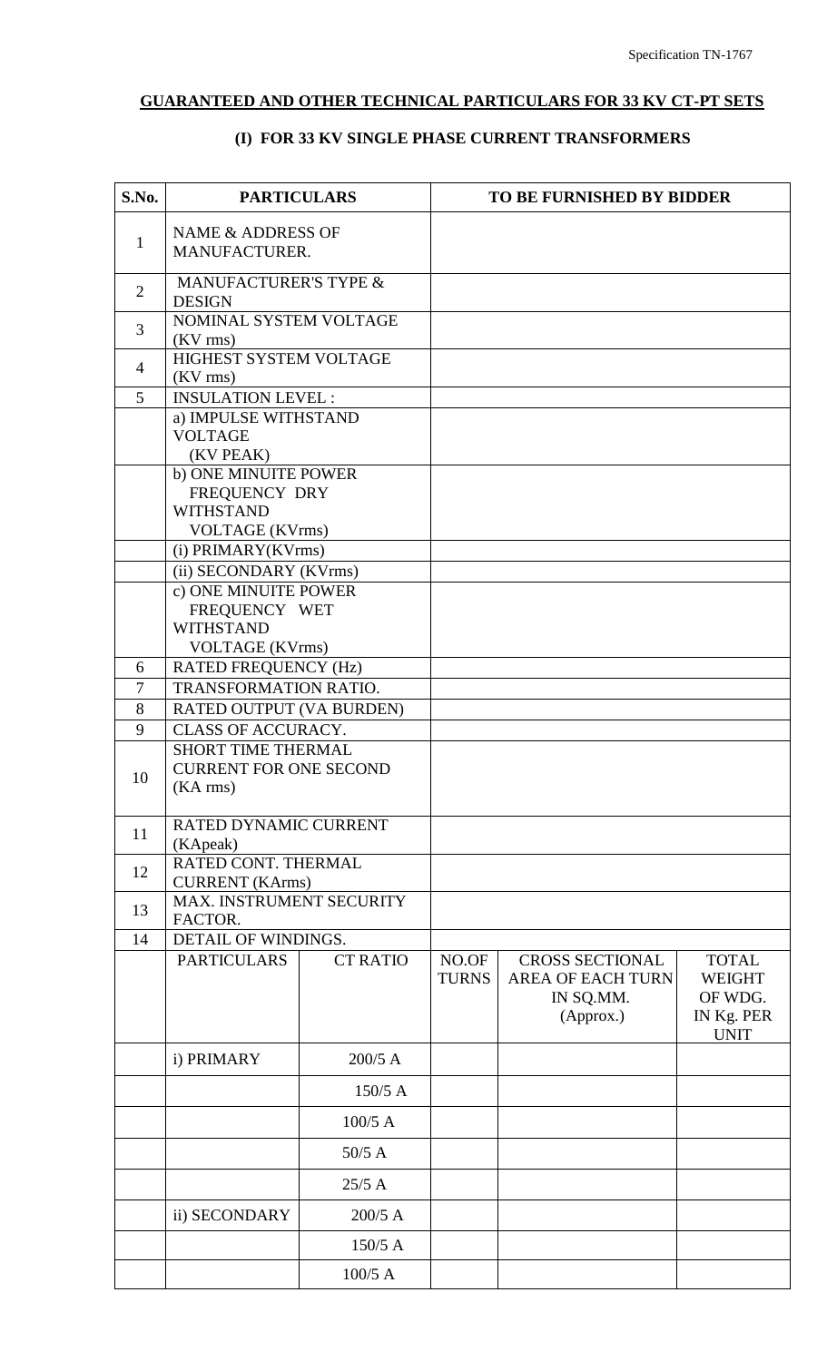## GUARANTEED AND OTHER TECHNICAL PARTICULARS FOR 33 KV CT-PT SETS

### (I) FOR 33 KV SINGLE PHASE CURRENT TRANSFORMERS

| S.No. | PARTICULARS | | TO BE FURNISHED BY BIDDER | | |
|---|---|---|---|---|---|
| 1 | NAME & ADDRESS OF MANUFACTURER. | | | | |
| 2 | MANUFACTURER'S TYPE & DESIGN | | | | |
| 3 | NOMINAL SYSTEM VOLTAGE (KV rms) | | | | |
| 4 | HIGHEST SYSTEM VOLTAGE (KV rms) | | | | |
| 5 | INSULATION LEVEL : | | | | |
| | a) IMPULSE WITHSTAND VOLTAGE (KV PEAK) | | | | |
| | b) ONE MINUITE POWER FREQUENCY DRY WITHSTAND VOLTAGE (KVrms) | | | | |
| | (i) PRIMARY(KVrms) | | | | |
| | (ii) SECONDARY (KVrms) | | | | |
| | c) ONE MINUITE POWER FREQUENCY WET WITHSTAND VOLTAGE (KVrms) | | | | |
| 6 | RATED FREQUENCY (Hz) | | | | |
| 7 | TRANSFORMATION RATIO. | | | | |
| 8 | RATED OUTPUT (VA BURDEN) | | | | |
| 9 | CLASS OF ACCURACY. | | | | |
| 10 | SHORT TIME THERMAL CURRENT FOR ONE SECOND (KA rms) | | | | |
| 11 | RATED DYNAMIC CURRENT (KApeak) | | | | |
| 12 | RATED CONT. THERMAL CURRENT (KArms) | | | | |
| 13 | MAX. INSTRUMENT SECURITY FACTOR. | | | | |
| 14 | DETAIL OF WINDINGS. | | | | |
| | PARTICULARS | CT RATIO | NO.OF TURNS | CROSS SECTIONAL AREA OF EACH TURN IN SQ.MM. (Approx.) | TOTAL WEIGHT OF WDG. IN Kg. PER UNIT |
| | i) PRIMARY | 200/5 A | | | |
| | | 150/5 A | | | |
| | | 100/5 A | | | |
| | | 50/5 A | | | |
| | | 25/5 A | | | |
| | ii) SECONDARY | 200/5 A | | | |
| | | 150/5 A | | | |
| | | 100/5 A | | | |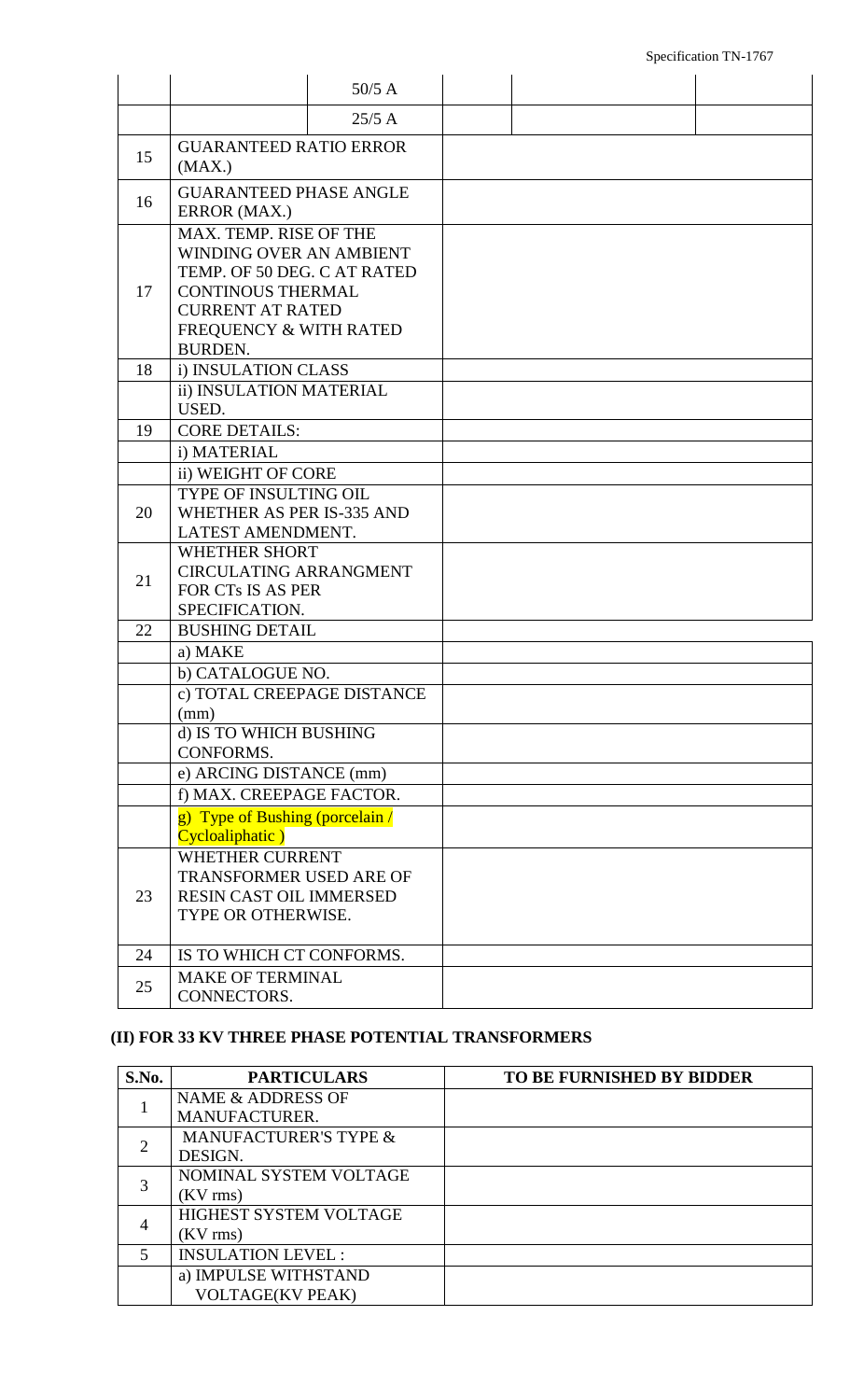|  |  | 50/5 A |  |  |  |
|---|---|---|---|---|---|
|  |  | 25/5 A |  |  |  |
| 15 | GUARANTEED RATIO ERROR (MAX.) |  |  |  |  |
| 16 | GUARANTEED PHASE ANGLE ERROR (MAX.) |  |  |  |  |
| 17 | MAX. TEMP. RISE OF THE WINDING OVER AN AMBIENT TEMP. OF 50 DEG. C AT RATED CONTINOUS THERMAL CURRENT AT RATED FREQUENCY & WITH RATED BURDEN. |  |  |  |  |
| 18 | i) INSULATION CLASS |  |  |  |  |
|  | ii) INSULATION MATERIAL USED. |  |  |  |  |
| 19 | CORE DETAILS: |  |  |  |  |
|  | i) MATERIAL |  |  |  |  |
|  | ii) WEIGHT OF CORE |  |  |  |  |
| 20 | TYPE OF INSULTING OIL WHETHER AS PER IS-335 AND LATEST AMENDMENT. |  |  |  |  |
| 21 | WHETHER SHORT CIRCULATING ARRANGMENT FOR CTs IS AS PER SPECIFICATION. |  |  |  |  |
| 22 | BUSHING DETAIL |  |  |  |  |
|  | a) MAKE |  |  |  |  |
|  | b) CATALOGUE NO. |  |  |  |  |
|  | c) TOTAL CREEPAGE DISTANCE (mm) |  |  |  |  |
|  | d) IS TO WHICH BUSHING CONFORMS. |  |  |  |  |
|  | e) ARCING DISTANCE (mm) |  |  |  |  |
|  | f) MAX. CREEPAGE FACTOR. |  |  |  |  |
|  | g) Type of Bushing (porcelain / Cycloaliphatic ) |  |  |  |  |
| 23 | WHETHER CURRENT TRANSFORMER USED ARE OF RESIN CAST OIL IMMERSED TYPE OR OTHERWISE. |  |  |  |  |
| 24 | IS TO WHICH CT CONFORMS. |  |  |  |  |
| 25 | MAKE OF TERMINAL CONNECTORS. |  |  |  |  |

## (II) FOR 33 KV THREE PHASE POTENTIAL TRANSFORMERS

| S.No. | PARTICULARS | TO BE FURNISHED BY BIDDER |
|---|---|---|
| 1 | NAME & ADDRESS OF MANUFACTURER. |  |
| 2 | MANUFACTURER'S TYPE & DESIGN. |  |
| 3 | NOMINAL SYSTEM VOLTAGE (KV rms) |  |
| 4 | HIGHEST SYSTEM VOLTAGE (KV rms) |  |
| 5 | INSULATION LEVEL : |  |
|  | a) IMPULSE WITHSTAND VOLTAGE(KV PEAK) |  |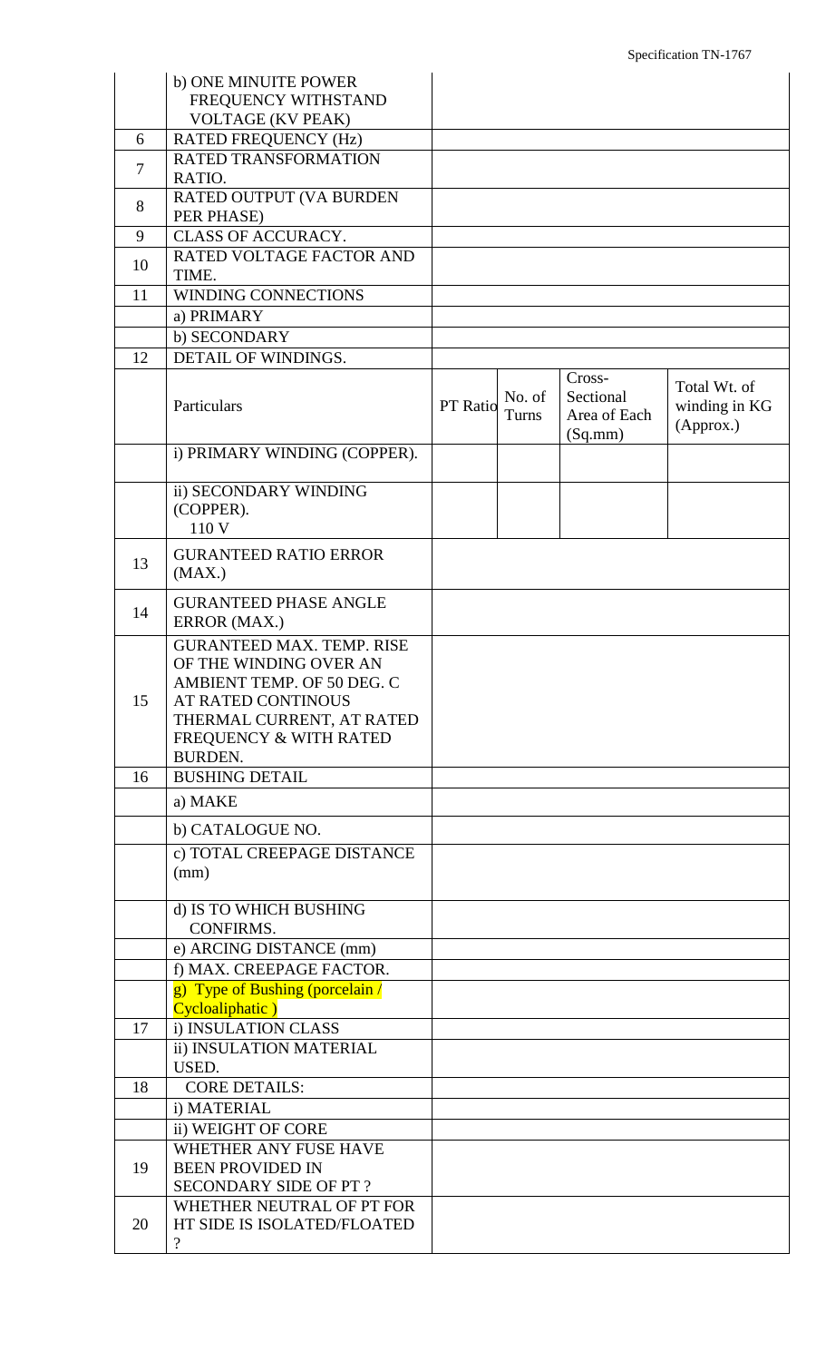| | | | | | |
|---|---|---|---|---|---|
| | b) ONE MINUITE POWER FREQUENCY WITHSTAND VOLTAGE (KV PEAK) | | | | |
| 6 | RATED FREQUENCY (Hz) | | | | |
| 7 | RATED TRANSFORMATION RATIO. | | | | |
| 8 | RATED OUTPUT (VA BURDEN PER PHASE) | | | | |
| 9 | CLASS OF ACCURACY. | | | | |
| 10 | RATED VOLTAGE FACTOR AND TIME. | | | | |
| 11 | WINDING CONNECTIONS | | | | |
| | a) PRIMARY | | | | |
| | b) SECONDARY | | | | |
| 12 | DETAIL OF WINDINGS. | | | | |
| | Particulars | PT Ratio | No. of Turns | Cross-Sectional Area of Each (Sq.mm) | Total Wt. of winding in KG (Approx.) |
| | i) PRIMARY WINDING (COPPER). | | | | |
| | ii) SECONDARY WINDING (COPPER). 110 V | | | | |
| 13 | GURANTEED RATIO ERROR (MAX.) | | | | |
| 14 | GURANTEED PHASE ANGLE ERROR (MAX.) | | | | |
| 15 | GURANTEED MAX. TEMP. RISE OF THE WINDING OVER AN AMBIENT TEMP. OF 50 DEG. C AT RATED CONTINOUS THERMAL CURRENT, AT RATED FREQUENCY & WITH RATED BURDEN. | | | | |
| 16 | BUSHING DETAIL | | | | |
| | a) MAKE | | | | |
| | b) CATALOGUE NO. | | | | |
| | c) TOTAL CREEPAGE DISTANCE (mm) | | | | |
| | d) IS TO WHICH BUSHING CONFIRMS. | | | | |
| | e) ARCING DISTANCE (mm) | | | | |
| | f) MAX. CREEPAGE FACTOR. | | | | |
| | g) Type of Bushing (porcelain / Cycloaliphatic ) | | | | |
| 17 | i) INSULATION CLASS | | | | |
| | ii) INSULATION MATERIAL USED. | | | | |
| 18 | CORE DETAILS: | | | | |
| | i) MATERIAL | | | | |
| | ii) WEIGHT OF CORE | | | | |
| 19 | WHETHER ANY FUSE HAVE BEEN PROVIDED IN SECONDARY SIDE OF PT ? | | | | |
| 20 | WHETHER NEUTRAL OF PT FOR HT SIDE IS ISOLATED/FLOATED ? | | | | |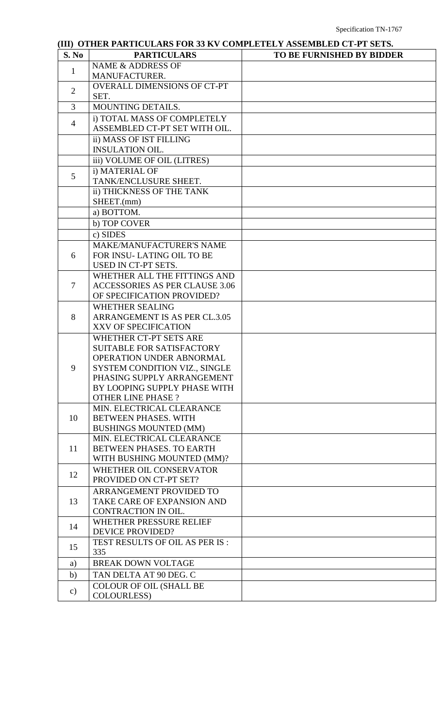### (III) OTHER PARTICULARS FOR 33 KV COMPLETELY ASSEMBLED CT-PT SETS.

| S. No | PARTICULARS | TO BE FURNISHED BY BIDDER |
|---|---|---|
| 1 | NAME & ADDRESS OF MANUFACTURER. | |
| 2 | OVERALL DIMENSIONS OF CT-PT SET. | |
| 3 | MOUNTING DETAILS. | |
| 4 | i) TOTAL MASS OF COMPLETELY ASSEMBLED CT-PT SET WITH OIL. | |
| | ii) MASS OF IST FILLING INSULATION OIL. | |
| | iii) VOLUME OF OIL (LITRES) | |
| 5 | i) MATERIAL OF TANK/ENCLUSURE SHEET. | |
| | ii) THICKNESS OF THE TANK SHEET.(mm) | |
| | a) BOTTOM. | |
| | b) TOP COVER | |
| | c) SIDES | |
| 6 | MAKE/MANUFACTURER'S NAME FOR INSU- LATING OIL TO BE USED IN CT-PT SETS. | |
| 7 | WHETHER ALL THE FITTINGS AND ACCESSORIES AS PER CLAUSE 3.06 OF SPECIFICATION PROVIDED? | |
| 8 | WHETHER SEALING ARRANGEMENT IS AS PER CL.3.05 XXV OF SPECIFICATION | |
| 9 | WHETHER CT-PT SETS ARE SUITABLE FOR SATISFACTORY OPERATION UNDER ABNORMAL SYSTEM CONDITION VIZ., SINGLE PHASING SUPPLY ARRANGEMENT BY LOOPING SUPPLY PHASE WITH OTHER LINE PHASE ? | |
| 10 | MIN. ELECTRICAL CLEARANCE BETWEEN PHASES. WITH BUSHINGS MOUNTED (MM) | |
| 11 | MIN. ELECTRICAL CLEARANCE BETWEEN PHASES. TO EARTH WITH BUSHING MOUNTED (MM)? | |
| 12 | WHETHER OIL CONSERVATOR PROVIDED ON CT-PT SET? | |
| 13 | ARRANGEMENT PROVIDED TO TAKE CARE OF EXPANSION AND CONTRACTION IN OIL. | |
| 14 | WHETHER PRESSURE RELIEF DEVICE PROVIDED? | |
| 15 | TEST RESULTS OF OIL AS PER IS : 335 | |
| a) | BREAK DOWN VOLTAGE | |
| b) | TAN DELTA AT 90 DEG. C | |
| c) | COLOUR OF OIL (SHALL BE COLOURLESS) | |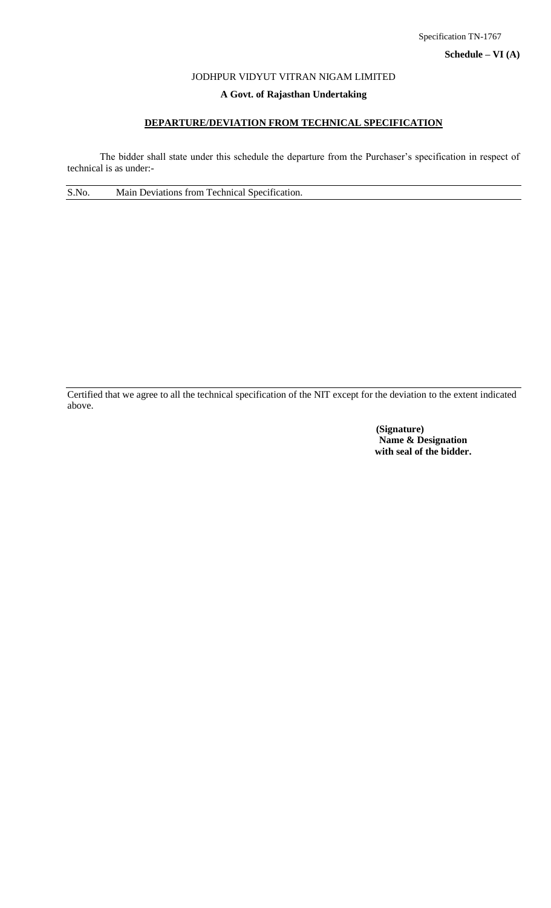Specification TN-1767

**Schedule – VI (A)**

JODHPUR VIDYUT VITRAN NIGAM LIMITED

**A Govt. of Rajasthan Undertaking**

**DEPARTURE/DEVIATION FROM TECHNICAL SPECIFICATION**

The bidder shall state under this schedule the departure from the Purchaser's specification in respect of technical is as under:-

| S.No. | Main Deviations from Technical Specification. |
|---|---|
| | |

Certified that we agree to all the technical specification of the NIT except for the deviation to the extent indicated above.

**(Signature)**
**Name & Designation**
**with seal of the bidder.**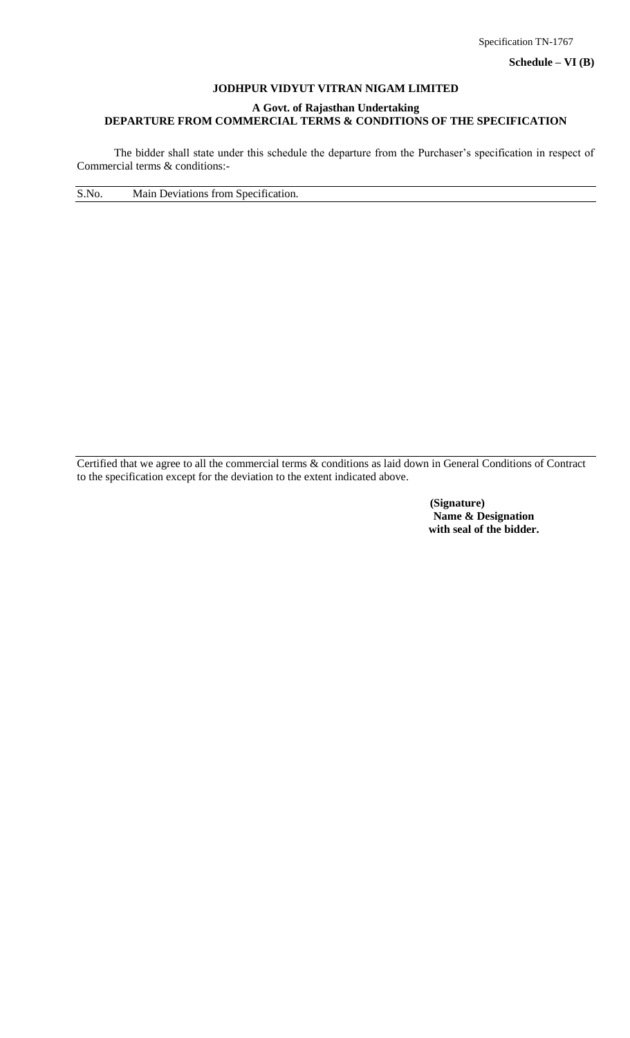Specification TN-1767

**Schedule – VI (B)**

**JODHPUR VIDYUT VITRAN NIGAM LIMITED**

**A Govt. of Rajasthan Undertaking**

**DEPARTURE FROM COMMERCIAL TERMS & CONDITIONS OF THE SPECIFICATION**

The bidder shall state under this schedule the departure from the Purchaser's specification in respect of Commercial terms & conditions:-

| S.No. | Main Deviations from Specification. |
|---|---|
| | |

Certified that we agree to all the commercial terms & conditions as laid down in General Conditions of Contract to the specification except for the deviation to the extent indicated above.

**(Signature)**
**Name & Designation**
**with seal of the bidder.**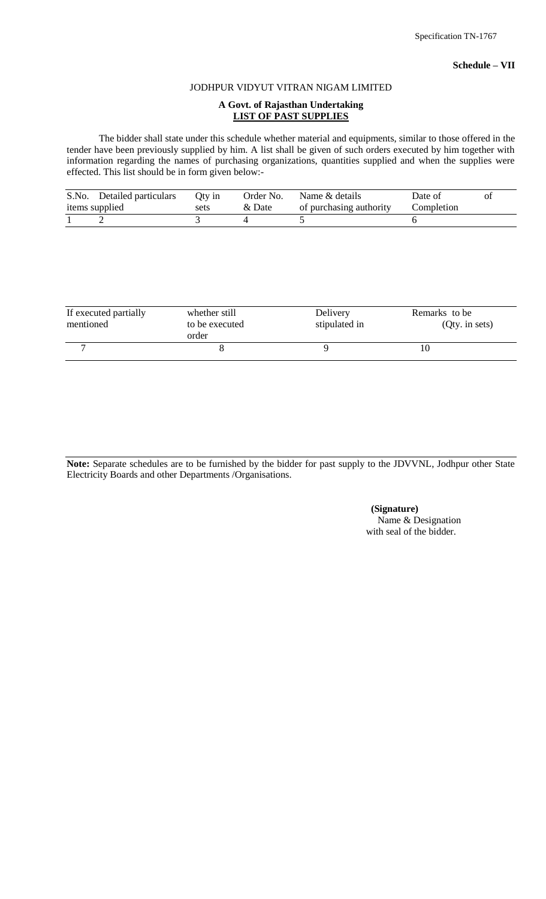Specification TN-1767

**Schedule – VII**

JODHPUR VIDYUT VITRAN NIGAM LIMITED

**A Govt. of Rajasthan Undertaking**

**LIST OF PAST SUPPLIES**

The bidder shall state under this schedule whether material and equipments, similar to those offered in the tender have been previously supplied by him. A list shall be given of such orders executed by him together with information regarding the names of purchasing organizations, quantities supplied and when the supplies were effected. This list should be in form given below:-

| S.No. | Detailed particulars items supplied | Qty in sets | Order No. & Date | Name & details of purchasing authority | Date of Completion | of |
|---|---|---|---|---|---|---|
| 1 | 2 | 3 | 4 | 5 | 6 | |

| If executed partially mentioned | whether still to be executed order | Delivery stipulated in | Remarks to be (Qty. in sets) |
|---|---|---|---|
| 7 | 8 | 9 | 10 |

**Note:** Separate schedules are to be furnished by the bidder for past supply to the JDVVNL, Jodhpur other State Electricity Boards and other Departments /Organisations.

**(Signature)**
Name & Designation
with seal of the bidder.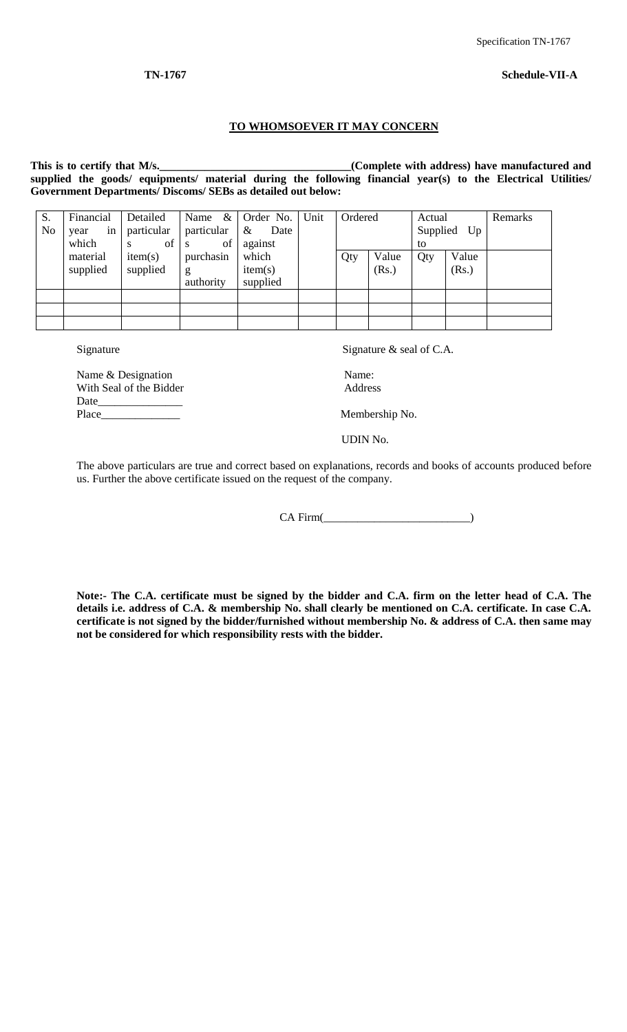**TN-1767** **Schedule-VII-A**

## TO WHOMSOEVER IT MAY CONCERN

**This is to certify that M/s.________________________________(Complete with address) have manufactured and supplied the goods/ equipments/ material during the following financial year(s) to the Electrical Utilities/ Government Departments/ Discoms/ SEBs as detailed out below:**

| S. No | Financial year in which material supplied | Detailed particulars of item(s) supplied | Name & particulars of purchasing authority | Order No. & Date against which item(s) supplied | Unit | Ordered | | Actual Supplied Up to | | Remarks |
|---|---|---|---|---|---|---|---|---|---|---|
| | | | | | | Qty | Value (Rs.) | Qty | Value (Rs.) | |
| | | | | | | | | | | |
| | | | | | | | | | | |
| | | | | | | | | | | |

Signature

Name & Designation
With Seal of the Bidder
Date_______________
Place______________

Signature & seal of C.A.

Name:
Address

Membership No.

UDIN No.

The above particulars are true and correct based on explanations, records and books of accounts produced before us. Further the above certificate issued on the request of the company.

CA Firm(__________________________)

**Note:- The C.A. certificate must be signed by the bidder and C.A. firm on the letter head of C.A. The details i.e. address of C.A. & membership No. shall clearly be mentioned on C.A. certificate. In case C.A. certificate is not signed by the bidder/furnished without membership No. & address of C.A. then same may not be considered for which responsibility rests with the bidder.**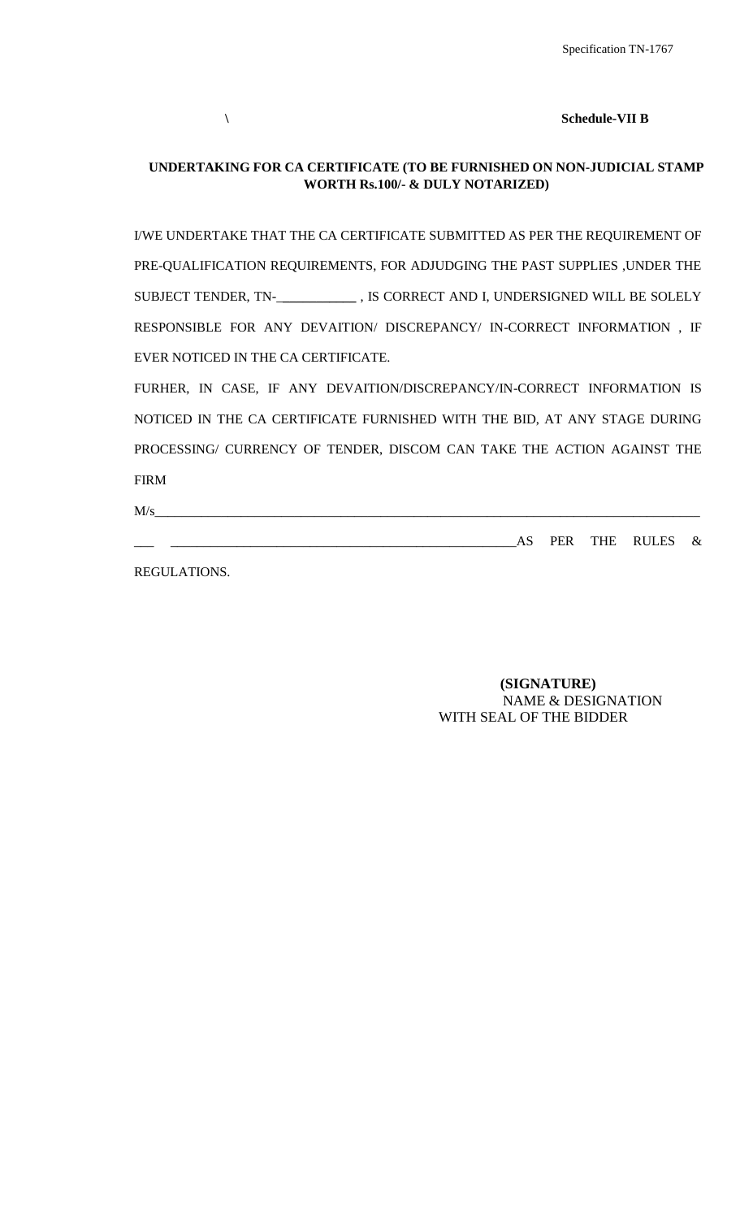\ **Schedule-VII B**

**UNDERTAKING FOR CA CERTIFICATE (TO BE FURNISHED ON NON-JUDICIAL STAMP WORTH Rs.100/- & DULY NOTARIZED)**

I/WE UNDERTAKE THAT THE CA CERTIFICATE SUBMITTED AS PER THE REQUIREMENT OF PRE-QUALIFICATION REQUIREMENTS, FOR ADJUDGING THE PAST SUPPLIES ,UNDER THE SUBJECT TENDER, TN-___________ , IS CORRECT AND I, UNDERSIGNED WILL BE SOLELY RESPONSIBLE FOR ANY DEVAITION/ DISCREPANCY/ IN-CORRECT INFORMATION , IF EVER NOTICED IN THE CA CERTIFICATE.

FURHER, IN CASE, IF ANY DEVAITION/DISCREPANCY/IN-CORRECT INFORMATION IS NOTICED IN THE CA CERTIFICATE FURNISHED WITH THE BID, AT ANY STAGE DURING PROCESSING/ CURRENCY OF TENDER, DISCOM CAN TAKE THE ACTION AGAINST THE FIRM

M/s________________________________________________________________________________

___ ______________________________________________________AS PER THE RULES & REGULATIONS.

**(SIGNATURE)**
NAME & DESIGNATION
WITH SEAL OF THE BIDDER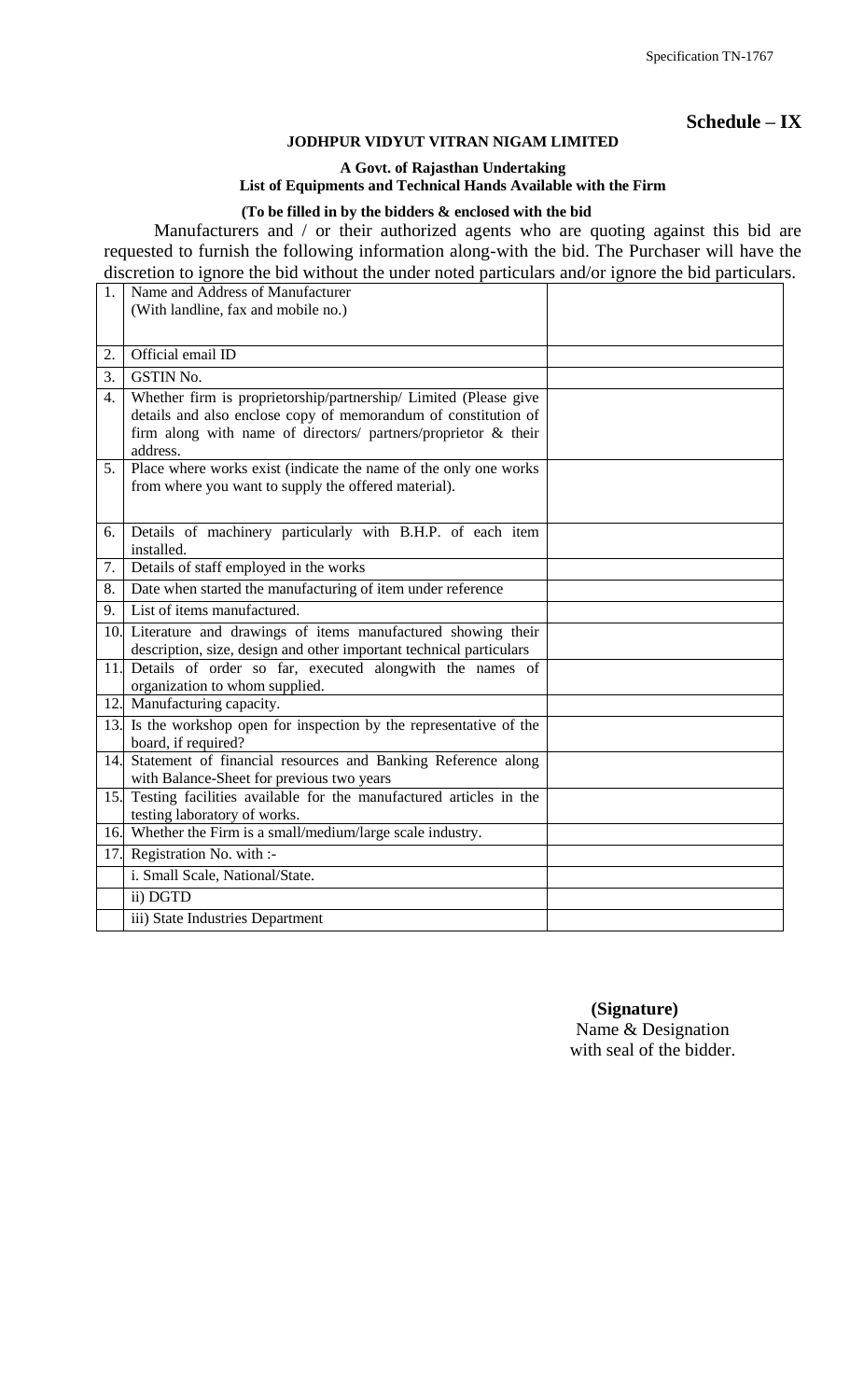# Schedule – IX

**JODHPUR VIDYUT VITRAN NIGAM LIMITED**

**A Govt. of Rajasthan Undertaking**

**List of Equipments and Technical Hands Available with the Firm**

**(To be filled in by the bidders & enclosed with the bid**

Manufacturers and / or their authorized agents who are quoting against this bid are requested to furnish the following information along-with the bid. The Purchaser will have the discretion to ignore the bid without the under noted particulars and/or ignore the bid particulars.

| | | |
|---|---|---|
| 1. | Name and Address of Manufacturer (With landline, fax and mobile no.) | |
| 2. | Official email ID | |
| 3. | GSTIN No. | |
| 4. | Whether firm is proprietorship/partnership/ Limited (Please give details and also enclose copy of memorandum of constitution of firm along with name of directors/ partners/proprietor & their address. | |
| 5. | Place where works exist (indicate the name of the only one works from where you want to supply the offered material). | |
| 6. | Details of machinery particularly with B.H.P. of each item installed. | |
| 7. | Details of staff employed in the works | |
| 8. | Date when started the manufacturing of item under reference | |
| 9. | List of items manufactured. | |
| 10. | Literature and drawings of items manufactured showing their description, size, design and other important technical particulars | |
| 11. | Details of order so far, executed alongwith the names of organization to whom supplied. | |
| 12. | Manufacturing capacity. | |
| 13. | Is the workshop open for inspection by the representative of the board, if required? | |
| 14. | Statement of financial resources and Banking Reference along with Balance-Sheet for previous two years | |
| 15. | Testing facilities available for the manufactured articles in the testing laboratory of works. | |
| 16. | Whether the Firm is a small/medium/large scale industry. | |
| 17. | Registration No. with :- | |
| | i. Small Scale, National/State. | |
| | ii) DGTD | |
| | iii) State Industries Department | |

**(Signature)**
Name & Designation
with seal of the bidder.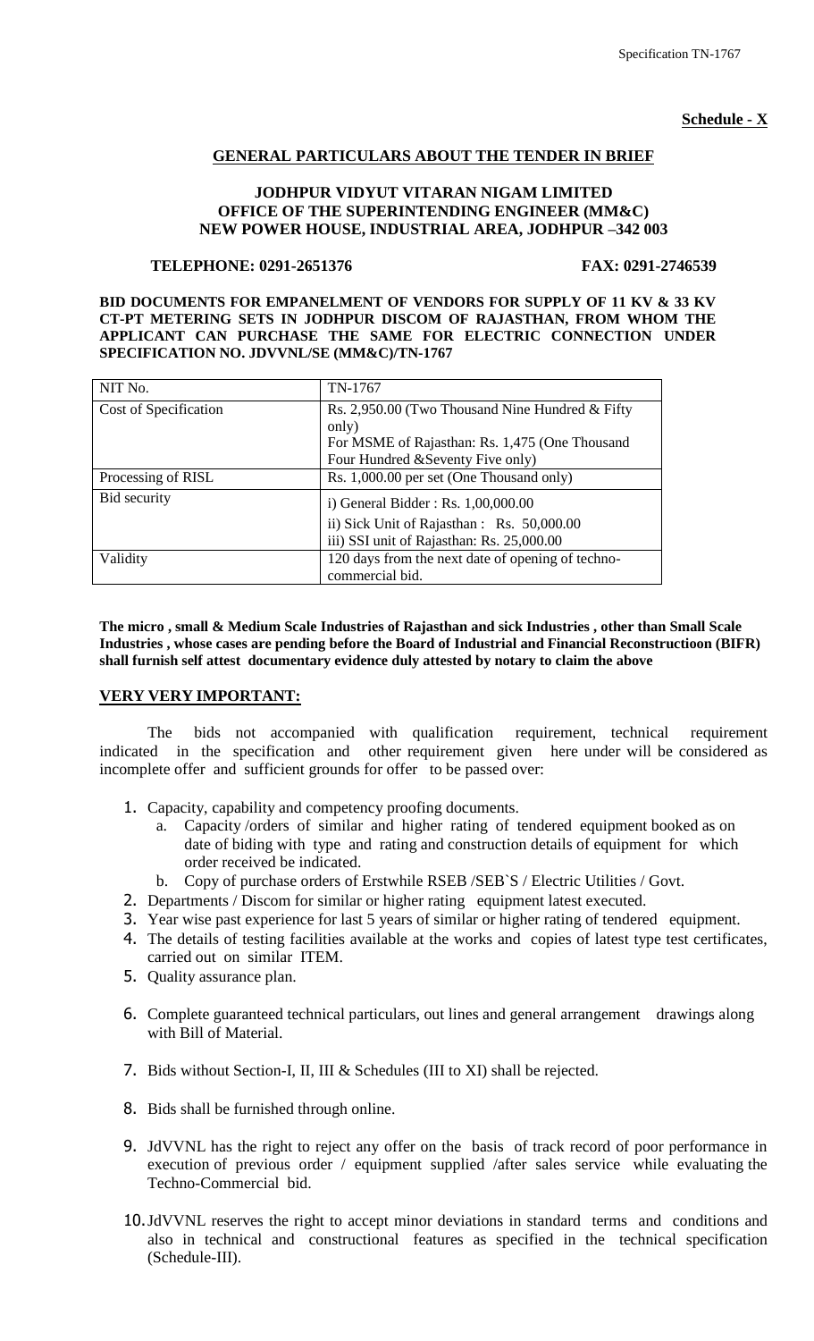**Schedule - X**

## GENERAL PARTICULARS ABOUT THE TENDER IN BRIEF

**JODHPUR VIDYUT VITARAN NIGAM LIMITED**
**OFFICE OF THE SUPERINTENDING ENGINEER (MM&C)**
**NEW POWER HOUSE, INDUSTRIAL AREA, JODHPUR –342 003**

**TELEPHONE: 0291-2651376 FAX: 0291-2746539**

**BID DOCUMENTS FOR EMPANELMENT OF VENDORS FOR SUPPLY OF 11 KV & 33 KV CT-PT METERING SETS IN JODHPUR DISCOM OF RAJASTHAN, FROM WHOM THE APPLICANT CAN PURCHASE THE SAME FOR ELECTRIC CONNECTION UNDER SPECIFICATION NO. JDVVNL/SE (MM&C)/TN-1767**

| NIT No. | TN-1767 |
|---|---|
| Cost of Specification | Rs. 2,950.00 (Two Thousand Nine Hundred & Fifty only)<br>For MSME of Rajasthan: Rs. 1,475 (One Thousand Four Hundred &Seventy Five only) |
| Processing of RISL | Rs. 1,000.00 per set (One Thousand only) |
| Bid security | i) General Bidder : Rs. 1,00,000.00<br>ii) Sick Unit of Rajasthan : Rs. 50,000.00<br>iii) SSI unit of Rajasthan: Rs. 25,000.00 |
| Validity | 120 days from the next date of opening of techno-commercial bid. |

**The micro , small & Medium Scale Industries of Rajasthan and sick Industries , other than Small Scale Industries , whose cases are pending before the Board of Industrial and Financial Reconstructioon (BIFR) shall furnish self attest documentary evidence duly attested by notary to claim the above**

### VERY VERY IMPORTANT:

The bids not accompanied with qualification requirement, technical requirement indicated in the specification and other requirement given here under will be considered as incomplete offer and sufficient grounds for offer to be passed over:

1. Capacity, capability and competency proofing documents.
   a. Capacity /orders of similar and higher rating of tendered equipment booked as on date of biding with type and rating and construction details of equipment for which order received be indicated.
   b. Copy of purchase orders of Erstwhile RSEB /SEB`S / Electric Utilities / Govt.
2. Departments / Discom for similar or higher rating equipment latest executed.
3. Year wise past experience for last 5 years of similar or higher rating of tendered equipment.
4. The details of testing facilities available at the works and copies of latest type test certificates, carried out on similar ITEM.
5. Quality assurance plan.
6. Complete guaranteed technical particulars, out lines and general arrangement drawings along with Bill of Material.
7. Bids without Section-I, II, III & Schedules (III to XI) shall be rejected.
8. Bids shall be furnished through online.
9. JdVVNL has the right to reject any offer on the basis of track record of poor performance in execution of previous order / equipment supplied /after sales service while evaluating the Techno-Commercial bid.
10. JdVVNL reserves the right to accept minor deviations in standard terms and conditions and also in technical and constructional features as specified in the technical specification (Schedule-III).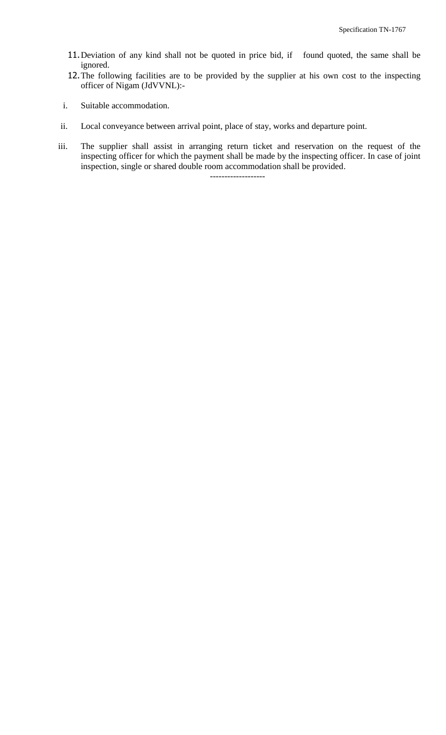11. Deviation of any kind shall not be quoted in price bid, if found quoted, the same shall be ignored.
12. The following facilities are to be provided by the supplier at his own cost to the inspecting officer of Nigam (JdVVNL):-

i. Suitable accommodation.

ii. Local conveyance between arrival point, place of stay, works and departure point.

iii. The supplier shall assist in arranging return ticket and reservation on the request of the inspecting officer for which the payment shall be made by the inspecting officer. In case of joint inspection, single or shared double room accommodation shall be provided.

-------------------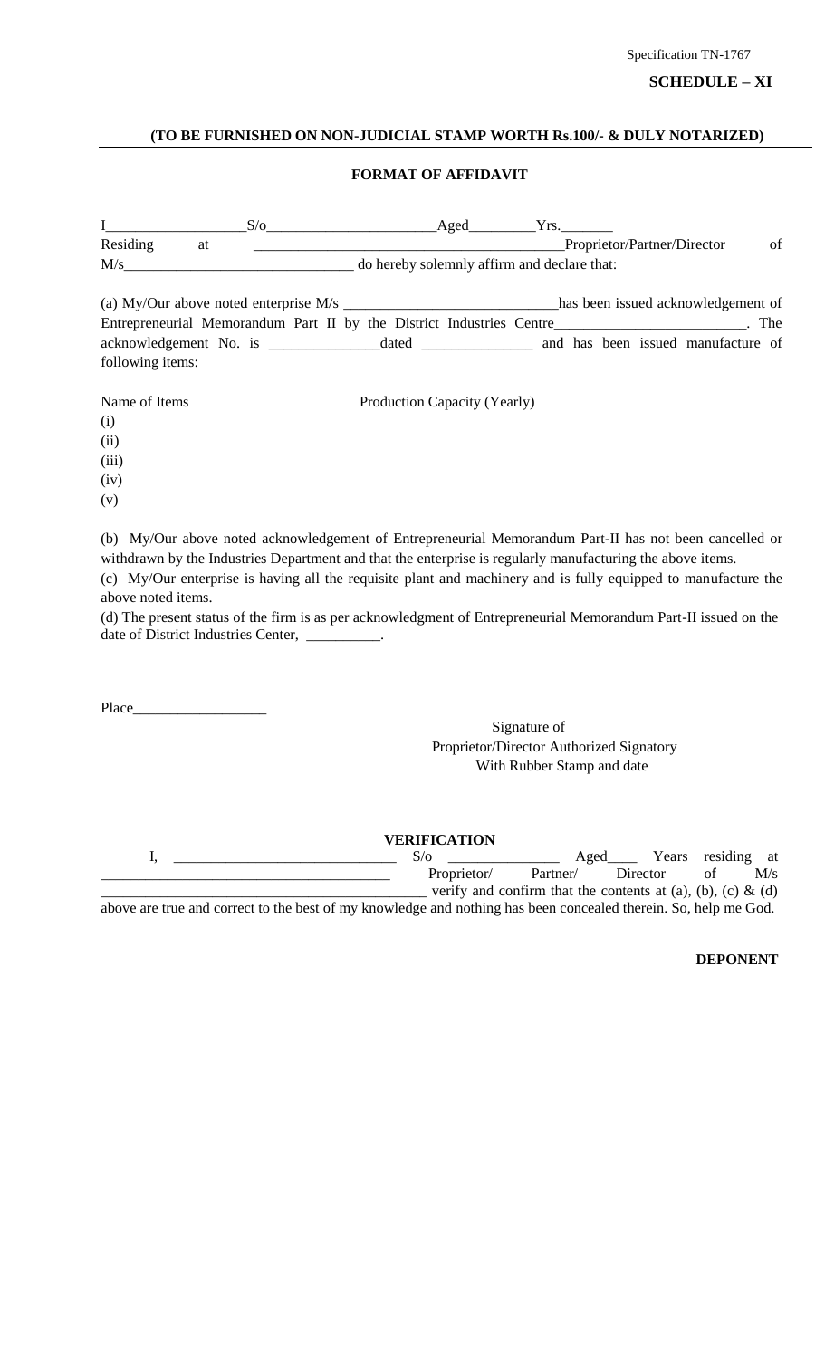Specification TN-1767

**SCHEDULE – XI**

**(TO BE FURNISHED ON NON-JUDICIAL STAMP WORTH Rs.100/- & DULY NOTARIZED)**

**FORMAT OF AFFIDAVIT**

I__________________S/o______________________Aged_________Yrs._______ Residing at _________________________________________Proprietor/Partner/Director of M/s______________________________ do hereby solemnly affirm and declare that:

(a) My/Our above noted enterprise M/s _____________________________has been issued acknowledgement of Entrepreneurial Memorandum Part II by the District Industries Centre_________________________. The acknowledgement No. is ______________dated ______________ and has been issued manufacture of following items:

Name of Items Production Capacity (Yearly)

(i)

(ii)

(iii)

(iv)

(v)

(b) My/Our above noted acknowledgement of Entrepreneurial Memorandum Part-II has not been cancelled or withdrawn by the Industries Department and that the enterprise is regularly manufacturing the above items.

(c) My/Our enterprise is having all the requisite plant and machinery and is fully equipped to manufacture the above noted items.

(d) The present status of the firm is as per acknowledgment of Entrepreneurial Memorandum Part-II issued on the date of District Industries Center, __________.

Place_________________

Signature of
Proprietor/Director Authorized Signatory
With Rubber Stamp and date

**VERIFICATION**

I, _____________________________ S/o ______________ Aged____ Years residing at _____________________________________ Proprietor/ Partner/ Director of M/s ____________________________________________ verify and confirm that the contents at (a), (b), (c) & (d) above are true and correct to the best of my knowledge and nothing has been concealed therein. So, help me God.

**DEPONENT**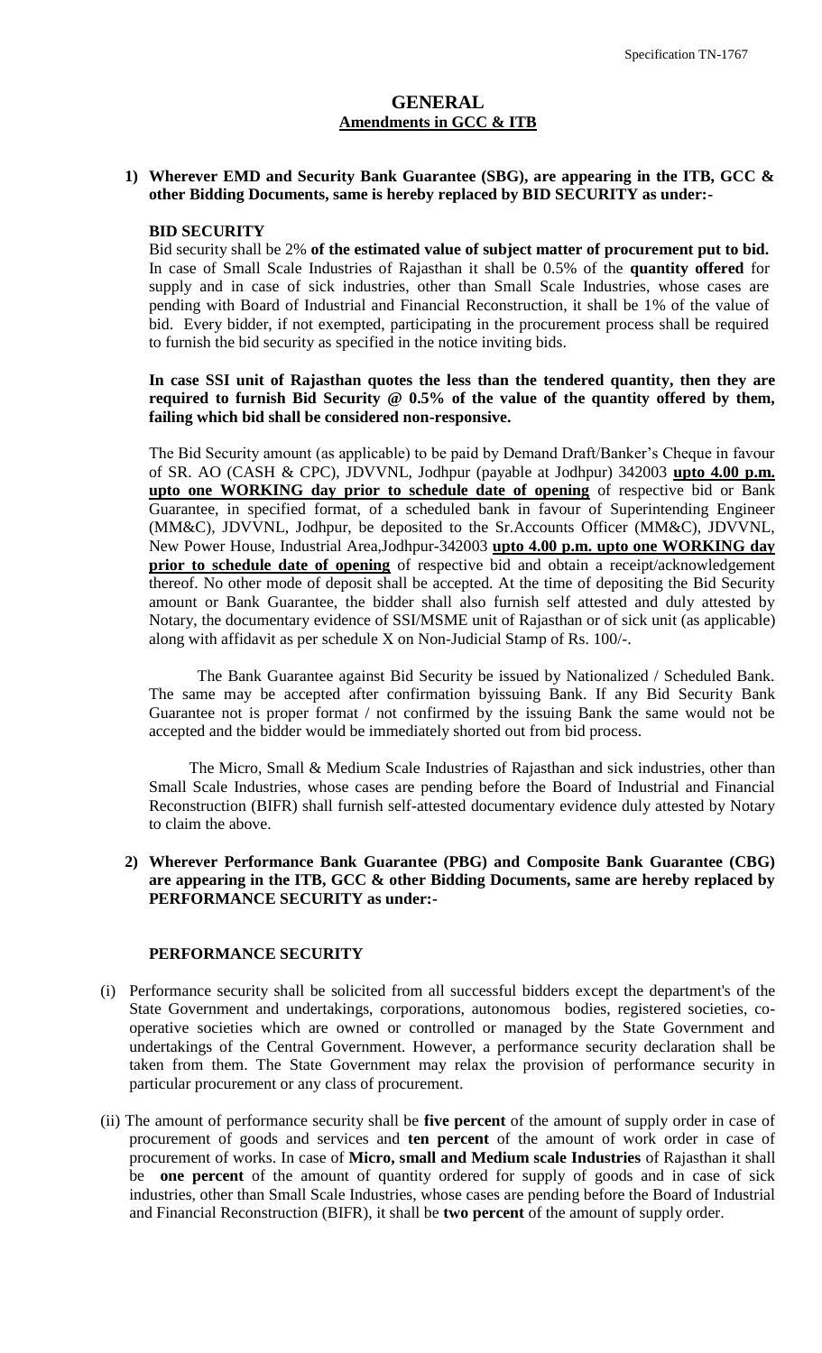## GENERAL

### Amendments in GCC & ITB

**1) Wherever EMD and Security Bank Guarantee (SBG), are appearing in the ITB, GCC & other Bidding Documents, same is hereby replaced by BID SECURITY as under:-**

**BID SECURITY**

Bid security shall be 2% **of the estimated value of subject matter of procurement put to bid.** In case of Small Scale Industries of Rajasthan it shall be 0.5% of the **quantity offered** for supply and in case of sick industries, other than Small Scale Industries, whose cases are pending with Board of Industrial and Financial Reconstruction, it shall be 1% of the value of bid. Every bidder, if not exempted, participating in the procurement process shall be required to furnish the bid security as specified in the notice inviting bids.

**In case SSI unit of Rajasthan quotes the less than the tendered quantity, then they are required to furnish Bid Security @ 0.5% of the value of the quantity offered by them, failing which bid shall be considered non-responsive.**

The Bid Security amount (as applicable) to be paid by Demand Draft/Banker's Cheque in favour of SR. AO (CASH & CPC), JDVVNL, Jodhpur (payable at Jodhpur) 342003 **upto 4.00 p.m. upto one WORKING day prior to schedule date of opening** of respective bid or Bank Guarantee, in specified format, of a scheduled bank in favour of Superintending Engineer (MM&C), JDVVNL, Jodhpur, be deposited to the Sr.Accounts Officer (MM&C), JDVVNL, New Power House, Industrial Area,Jodhpur-342003 **upto 4.00 p.m. upto one WORKING day prior to schedule date of opening** of respective bid and obtain a receipt/acknowledgement thereof. No other mode of deposit shall be accepted. At the time of depositing the Bid Security amount or Bank Guarantee, the bidder shall also furnish self attested and duly attested by Notary, the documentary evidence of SSI/MSME unit of Rajasthan or of sick unit (as applicable) along with affidavit as per schedule X on Non-Judicial Stamp of Rs. 100/-.

The Bank Guarantee against Bid Security be issued by Nationalized / Scheduled Bank. The same may be accepted after confirmation byissuing Bank. If any Bid Security Bank Guarantee not is proper format / not confirmed by the issuing Bank the same would not be accepted and the bidder would be immediately shorted out from bid process.

The Micro, Small & Medium Scale Industries of Rajasthan and sick industries, other than Small Scale Industries, whose cases are pending before the Board of Industrial and Financial Reconstruction (BIFR) shall furnish self-attested documentary evidence duly attested by Notary to claim the above.

**2) Wherever Performance Bank Guarantee (PBG) and Composite Bank Guarantee (CBG) are appearing in the ITB, GCC & other Bidding Documents, same are hereby replaced by PERFORMANCE SECURITY as under:-**

**PERFORMANCE SECURITY**

(i) Performance security shall be solicited from all successful bidders except the department's of the State Government and undertakings, corporations, autonomous bodies, registered societies, co-operative societies which are owned or controlled or managed by the State Government and undertakings of the Central Government. However, a performance security declaration shall be taken from them. The State Government may relax the provision of performance security in particular procurement or any class of procurement.

(ii) The amount of performance security shall be **five percent** of the amount of supply order in case of procurement of goods and services and **ten percent** of the amount of work order in case of procurement of works. In case of **Micro, small and Medium scale Industries** of Rajasthan it shall be **one percent** of the amount of quantity ordered for supply of goods and in case of sick industries, other than Small Scale Industries, whose cases are pending before the Board of Industrial and Financial Reconstruction (BIFR), it shall be **two percent** of the amount of supply order.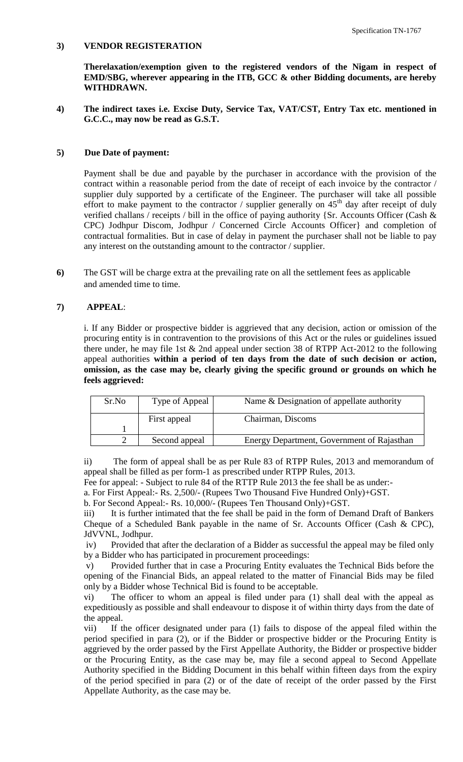**3) VENDOR REGISTERATION**

**Therelaxation/exemption given to the registered vendors of the Nigam in respect of EMD/SBG, wherever appearing in the ITB, GCC & other Bidding documents, are hereby WITHDRAWN.**

**4) The indirect taxes i.e. Excise Duty, Service Tax, VAT/CST, Entry Tax etc. mentioned in G.C.C., may now be read as G.S.T.**

**5) Due Date of payment:**

Payment shall be due and payable by the purchaser in accordance with the provision of the contract within a reasonable period from the date of receipt of each invoice by the contractor / supplier duly supported by a certificate of the Engineer. The purchaser will take all possible effort to make payment to the contractor / supplier generally on 45th day after receipt of duly verified challans / receipts / bill in the office of paying authority {Sr. Accounts Officer (Cash & CPC) Jodhpur Discom, Jodhpur / Concerned Circle Accounts Officer} and completion of contractual formalities. But in case of delay in payment the purchaser shall not be liable to pay any interest on the outstanding amount to the contractor / supplier.

**6)** The GST will be charge extra at the prevailing rate on all the settlement fees as applicable and amended time to time.

**7) APPEAL**:

i. If any Bidder or prospective bidder is aggrieved that any decision, action or omission of the procuring entity is in contravention to the provisions of this Act or the rules or guidelines issued there under, he may file 1st & 2nd appeal under section 38 of RTPP Act-2012 to the following appeal authorities **within a period of ten days from the date of such decision or action, omission, as the case may be, clearly giving the specific ground or grounds on which he feels aggrieved:**

| Sr.No | Type of Appeal | Name & Designation of appellate authority |
|---|---|---|
| 1 | First appeal | Chairman, Discoms |
| 2 | Second appeal | Energy Department, Government of Rajasthan |

ii) The form of appeal shall be as per Rule 83 of RTPP Rules, 2013 and memorandum of appeal shall be filled as per form-1 as prescribed under RTPP Rules, 2013.

Fee for appeal: - Subject to rule 84 of the RTTP Rule 2013 the fee shall be as under:-

a. For First Appeal:- Rs. 2,500/- (Rupees Two Thousand Five Hundred Only)+GST.

b. For Second Appeal:- Rs. 10,000/- (Rupees Ten Thousand Only)+GST.

iii) It is further intimated that the fee shall be paid in the form of Demand Draft of Bankers Cheque of a Scheduled Bank payable in the name of Sr. Accounts Officer (Cash & CPC), JdVVNL, Jodhpur.

iv) Provided that after the declaration of a Bidder as successful the appeal may be filed only by a Bidder who has participated in procurement proceedings:

v) Provided further that in case a Procuring Entity evaluates the Technical Bids before the opening of the Financial Bids, an appeal related to the matter of Financial Bids may be filed only by a Bidder whose Technical Bid is found to be acceptable.

vi) The officer to whom an appeal is filed under para (1) shall deal with the appeal as expeditiously as possible and shall endeavour to dispose it of within thirty days from the date of the appeal.

vii) If the officer designated under para (1) fails to dispose of the appeal filed within the period specified in para (2), or if the Bidder or prospective bidder or the Procuring Entity is aggrieved by the order passed by the First Appellate Authority, the Bidder or prospective bidder or the Procuring Entity, as the case may be, may file a second appeal to Second Appellate Authority specified in the Bidding Document in this behalf within fifteen days from the expiry of the period specified in para (2) or of the date of receipt of the order passed by the First Appellate Authority, as the case may be.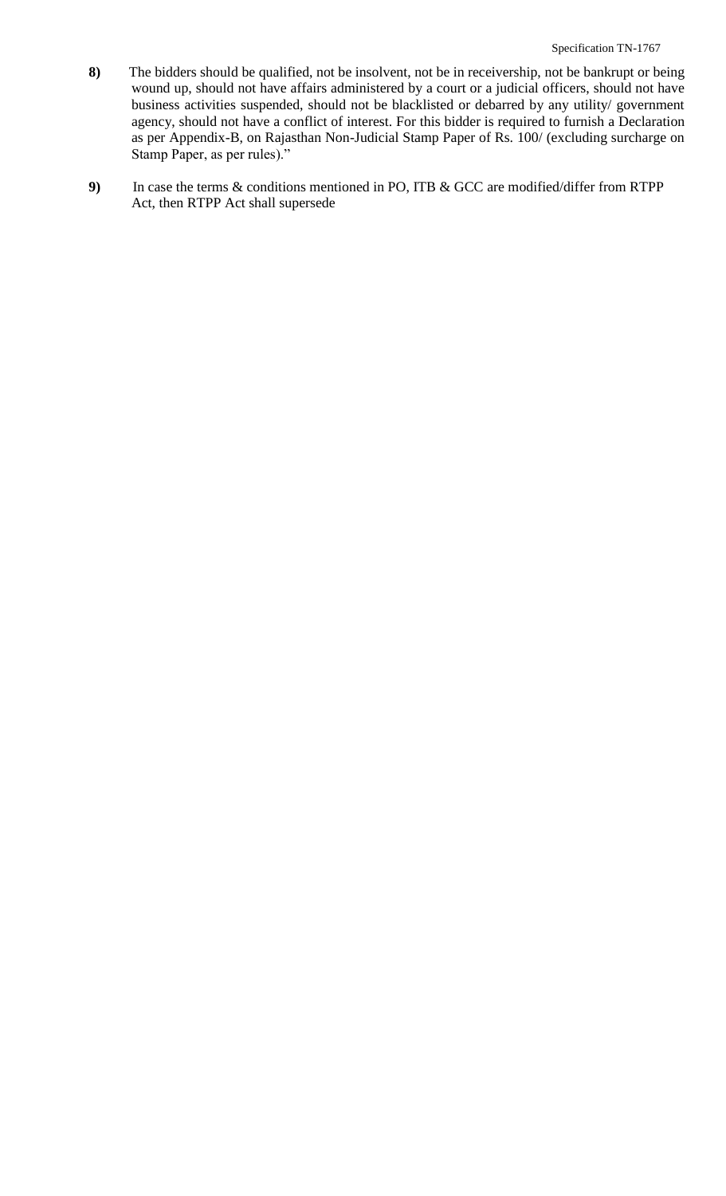**8)** The bidders should be qualified, not be insolvent, not be in receivership, not be bankrupt or being wound up, should not have affairs administered by a court or a judicial officers, should not have business activities suspended, should not be blacklisted or debarred by any utility/ government agency, should not have a conflict of interest. For this bidder is required to furnish a Declaration as per Appendix-B, on Rajasthan Non-Judicial Stamp Paper of Rs. 100/ (excluding surcharge on Stamp Paper, as per rules)."

**9)** In case the terms & conditions mentioned in PO, ITB & GCC are modified/differ from RTPP Act, then RTPP Act shall supersede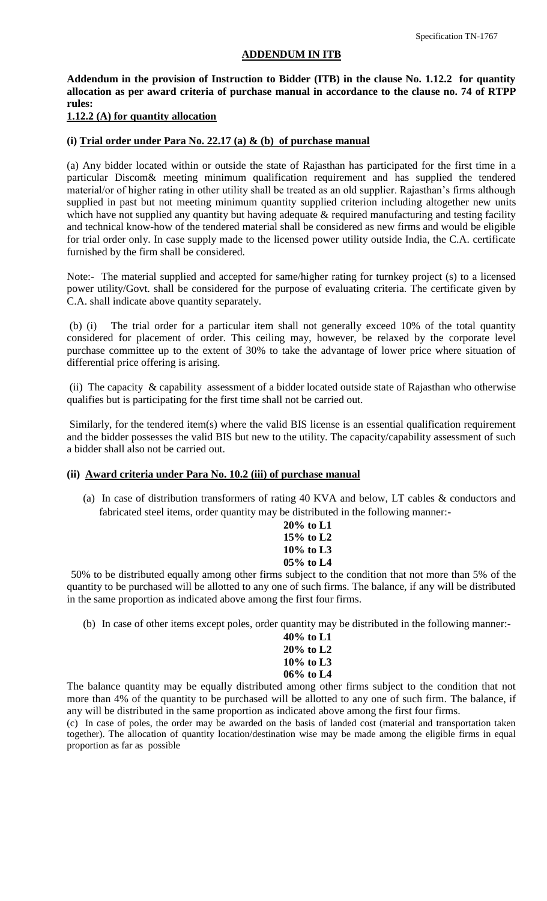Specification TN-1767

## ADDENDUM IN ITB

**Addendum in the provision of Instruction to Bidder (ITB) in the clause No. 1.12.2 for quantity allocation as per award criteria of purchase manual in accordance to the clause no. 74 of RTPP rules:**

**1.12.2 (A) for quantity allocation**

### (i) Trial order under Para No. 22.17 (a) & (b) of purchase manual

(a) Any bidder located within or outside the state of Rajasthan has participated for the first time in a particular Discom& meeting minimum qualification requirement and has supplied the tendered material/or of higher rating in other utility shall be treated as an old supplier. Rajasthan's firms although supplied in past but not meeting minimum quantity supplied criterion including altogether new units which have not supplied any quantity but having adequate & required manufacturing and testing facility and technical know-how of the tendered material shall be considered as new firms and would be eligible for trial order only. In case supply made to the licensed power utility outside India, the C.A. certificate furnished by the firm shall be considered.

Note:- The material supplied and accepted for same/higher rating for turnkey project (s) to a licensed power utility/Govt. shall be considered for the purpose of evaluating criteria. The certificate given by C.A. shall indicate above quantity separately.

(b) (i) The trial order for a particular item shall not generally exceed 10% of the total quantity considered for placement of order. This ceiling may, however, be relaxed by the corporate level purchase committee up to the extent of 30% to take the advantage of lower price where situation of differential price offering is arising.

(ii) The capacity & capability assessment of a bidder located outside state of Rajasthan who otherwise qualifies but is participating for the first time shall not be carried out.

Similarly, for the tendered item(s) where the valid BIS license is an essential qualification requirement and the bidder possesses the valid BIS but new to the utility. The capacity/capability assessment of such a bidder shall also not be carried out.

### (ii) Award criteria under Para No. 10.2 (iii) of purchase manual

(a) In case of distribution transformers of rating 40 KVA and below, LT cables & conductors and fabricated steel items, order quantity may be distributed in the following manner:-

**20% to L1**
**15% to L2**
**10% to L3**
**05% to L4**

50% to be distributed equally among other firms subject to the condition that not more than 5% of the quantity to be purchased will be allotted to any one of such firms. The balance, if any will be distributed in the same proportion as indicated above among the first four firms.

(b) In case of other items except poles, order quantity may be distributed in the following manner:-

**40% to L1**
**20% to L2**
**10% to L3**
**06% to L4**

The balance quantity may be equally distributed among other firms subject to the condition that not more than 4% of the quantity to be purchased will be allotted to any one of such firm. The balance, if any will be distributed in the same proportion as indicated above among the first four firms.

(c) In case of poles, the order may be awarded on the basis of landed cost (material and transportation taken together). The allocation of quantity location/destination wise may be made among the eligible firms in equal proportion as far as possible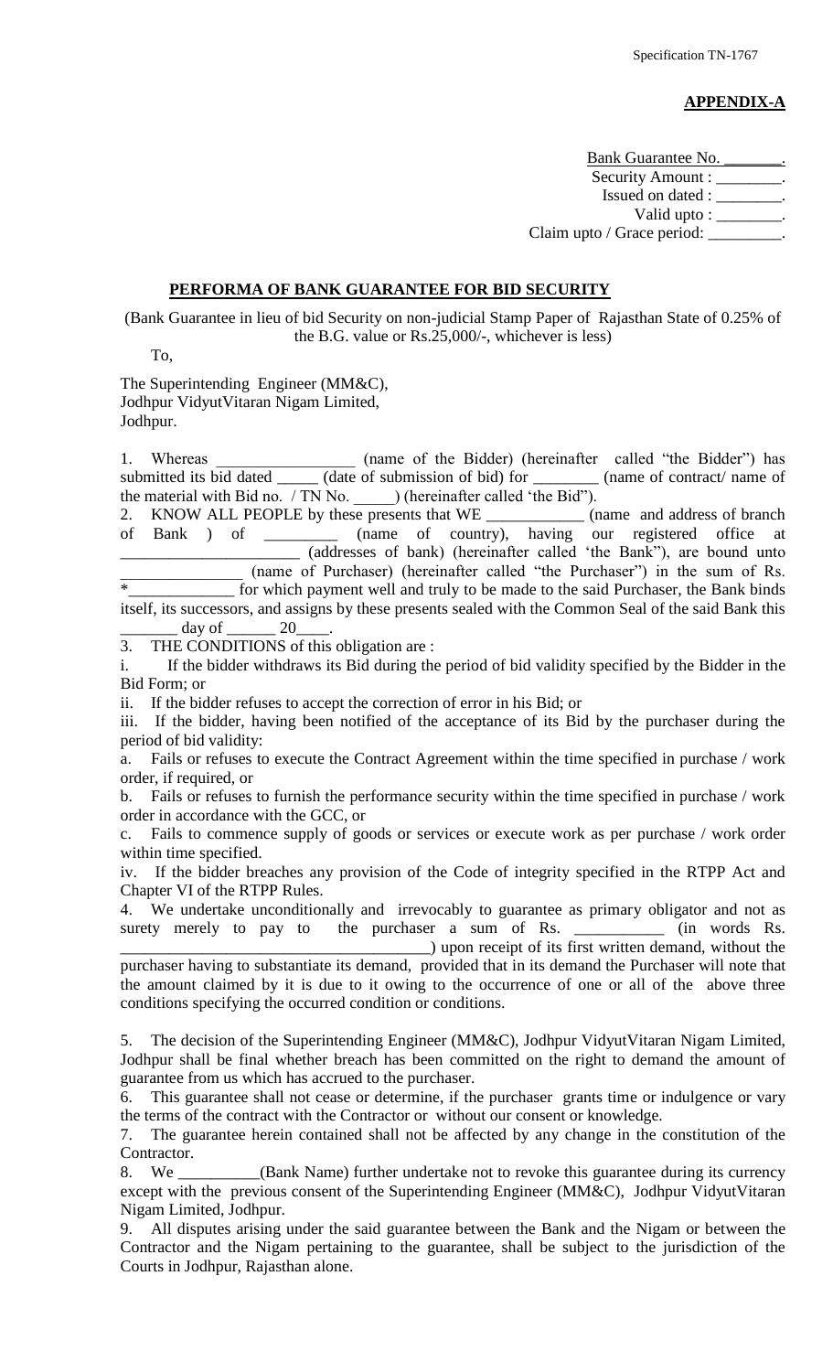**APPENDIX-A**

Bank Guarantee No. _______.
Security Amount : ________.
Issued on dated : ________.
Valid upto : ________.
Claim upto / Grace period: _________.

**PERFORMA OF BANK GUARANTEE FOR BID SECURITY**

(Bank Guarantee in lieu of bid Security on non-judicial Stamp Paper of Rajasthan State of 0.25% of the B.G. value or Rs.25,000/-, whichever is less)

To,

The Superintending Engineer (MM&C),
Jodhpur VidyutVitaran Nigam Limited,
Jodhpur.

1. Whereas _________________ (name of the Bidder) (hereinafter called "the Bidder") has submitted its bid dated _____ (date of submission of bid) for ________ (name of contract/ name of the material with Bid no. / TN No. _____) (hereinafter called 'the Bid").

2. KNOW ALL PEOPLE by these presents that WE ____________ (name and address of branch of Bank ) of _________ (name of country), having our registered office at ______________________ (addresses of bank) (hereinafter called 'the Bank"), are bound unto _______________ (name of Purchaser) (hereinafter called "the Purchaser") in the sum of Rs. *_____________ for which payment well and truly to be made to the said Purchaser, the Bank binds itself, its successors, and assigns by these presents sealed with the Common Seal of the said Bank this _______ day of ______ 20____.

3. THE CONDITIONS of this obligation are :

i. If the bidder withdraws its Bid during the period of bid validity specified by the Bidder in the Bid Form; or

ii. If the bidder refuses to accept the correction of error in his Bid; or

iii. If the bidder, having been notified of the acceptance of its Bid by the purchaser during the period of bid validity:

a. Fails or refuses to execute the Contract Agreement within the time specified in purchase / work order, if required, or

b. Fails or refuses to furnish the performance security within the time specified in purchase / work order in accordance with the GCC, or

c. Fails to commence supply of goods or services or execute work as per purchase / work order within time specified.

iv. If the bidder breaches any provision of the Code of integrity specified in the RTPP Act and Chapter VI of the RTPP Rules.

4. We undertake unconditionally and irrevocably to guarantee as primary obligator and not as surety merely to pay to the purchaser a sum of Rs. ___________ (in words Rs. ______________________________________) upon receipt of its first written demand, without the purchaser having to substantiate its demand, provided that in its demand the Purchaser will note that the amount claimed by it is due to it owing to the occurrence of one or all of the above three conditions specifying the occurred condition or conditions.

5. The decision of the Superintending Engineer (MM&C), Jodhpur VidyutVitaran Nigam Limited, Jodhpur shall be final whether breach has been committed on the right to demand the amount of guarantee from us which has accrued to the purchaser.

6. This guarantee shall not cease or determine, if the purchaser grants time or indulgence or vary the terms of the contract with the Contractor or without our consent or knowledge.

7. The guarantee herein contained shall not be affected by any change in the constitution of the Contractor.

8. We __________(Bank Name) further undertake not to revoke this guarantee during its currency except with the previous consent of the Superintending Engineer (MM&C), Jodhpur VidyutVitaran Nigam Limited, Jodhpur.

9. All disputes arising under the said guarantee between the Bank and the Nigam or between the Contractor and the Nigam pertaining to the guarantee, shall be subject to the jurisdiction of the Courts in Jodhpur, Rajasthan alone.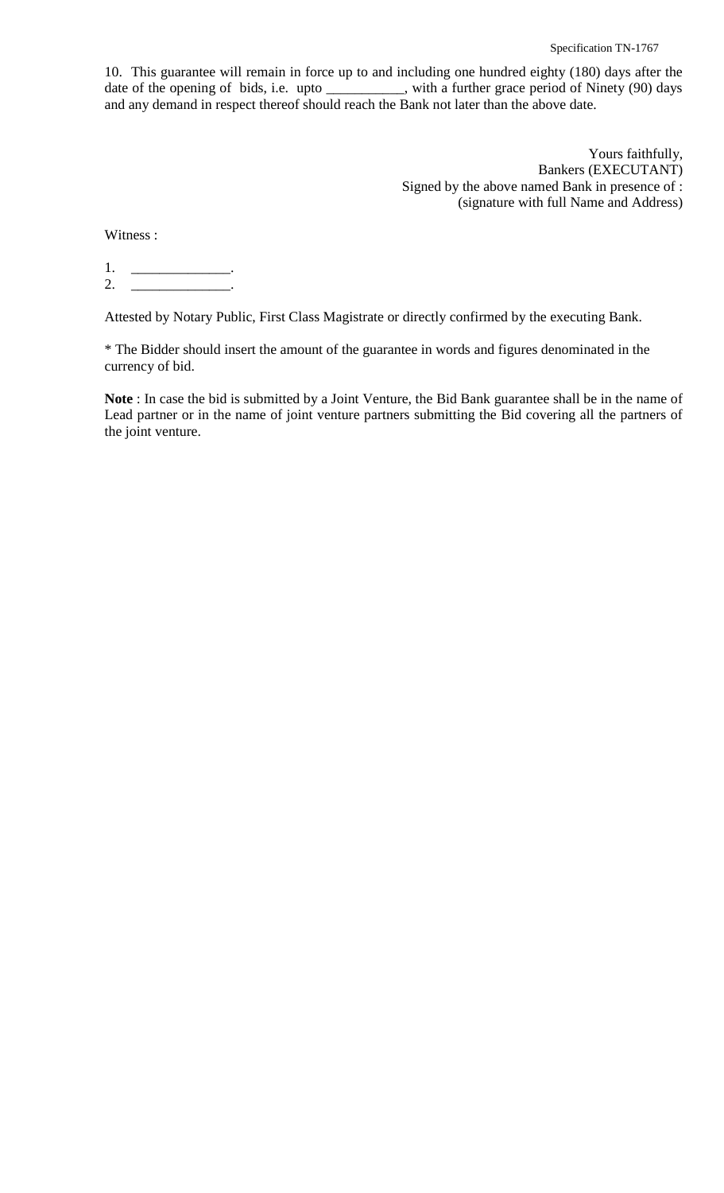10. This guarantee will remain in force up to and including one hundred eighty (180) days after the date of the opening of bids, i.e. upto ___________, with a further grace period of Ninety (90) days and any demand in respect thereof should reach the Bank not later than the above date.

Yours faithfully,
Bankers (EXECUTANT)
Signed by the above named Bank in presence of :
(signature with full Name and Address)

Witness :

1. ______________.
2. ______________.

Attested by Notary Public, First Class Magistrate or directly confirmed by the executing Bank.

* The Bidder should insert the amount of the guarantee in words and figures denominated in the currency of bid.

**Note** : In case the bid is submitted by a Joint Venture, the Bid Bank guarantee shall be in the name of Lead partner or in the name of joint venture partners submitting the Bid covering all the partners of the joint venture.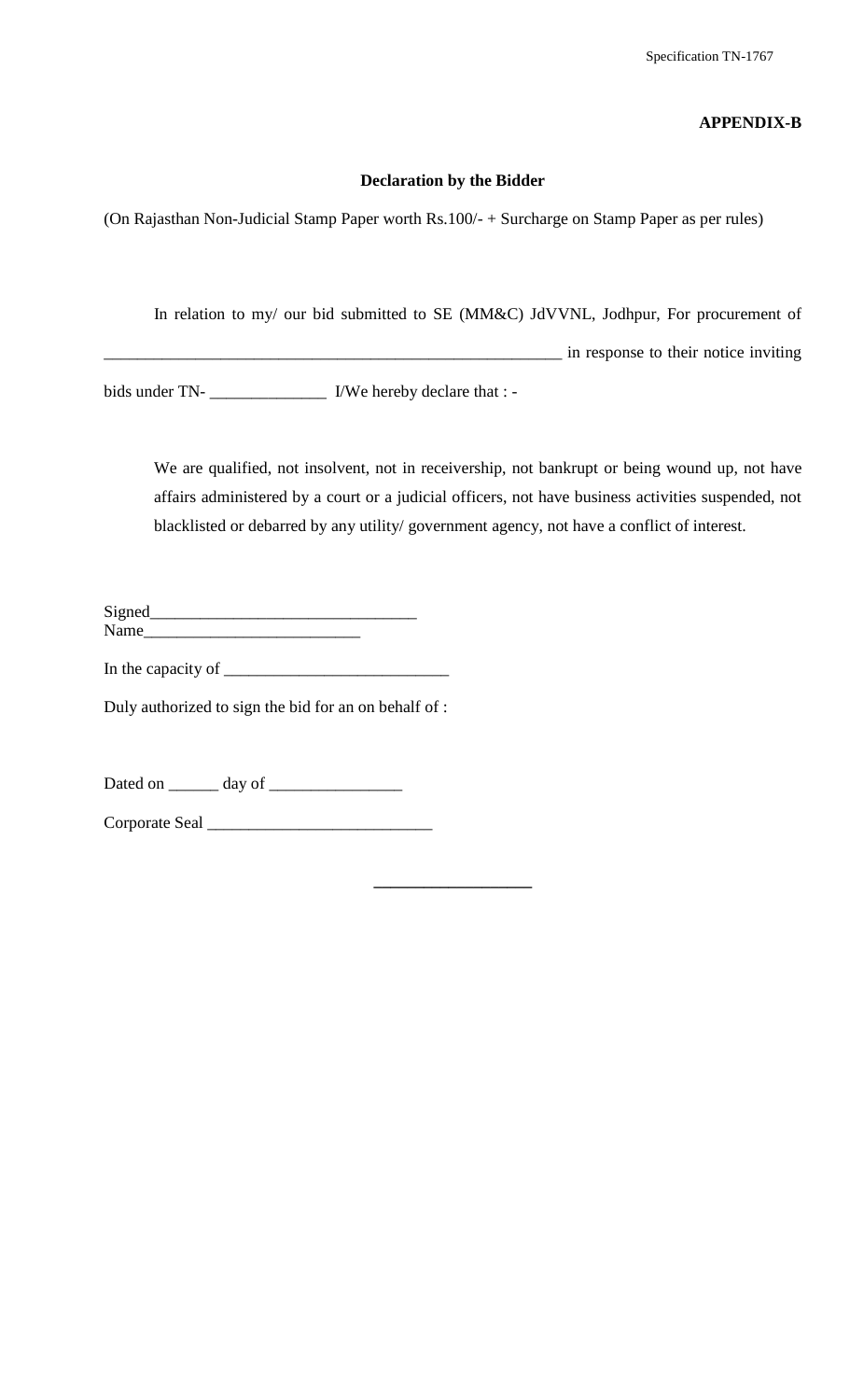**APPENDIX-B**

**Declaration by the Bidder**

(On Rajasthan Non-Judicial Stamp Paper worth Rs.100/- + Surcharge on Stamp Paper as per rules)

In relation to my/ our bid submitted to SE (MM&C) JdVVNL, Jodhpur, For procurement of ________________________________________________________ in response to their notice inviting bids under TN- ______________ I/We hereby declare that : -

We are qualified, not insolvent, not in receivership, not bankrupt or being wound up, not have affairs administered by a court or a judicial officers, not have business activities suspended, not blacklisted or debarred by any utility/ government agency, not have a conflict of interest.

Signed________________________________
Name__________________________

In the capacity of ___________________________

Duly authorized to sign the bid for an on behalf of :

Dated on ______ day of ________________

Corporate Seal ___________________________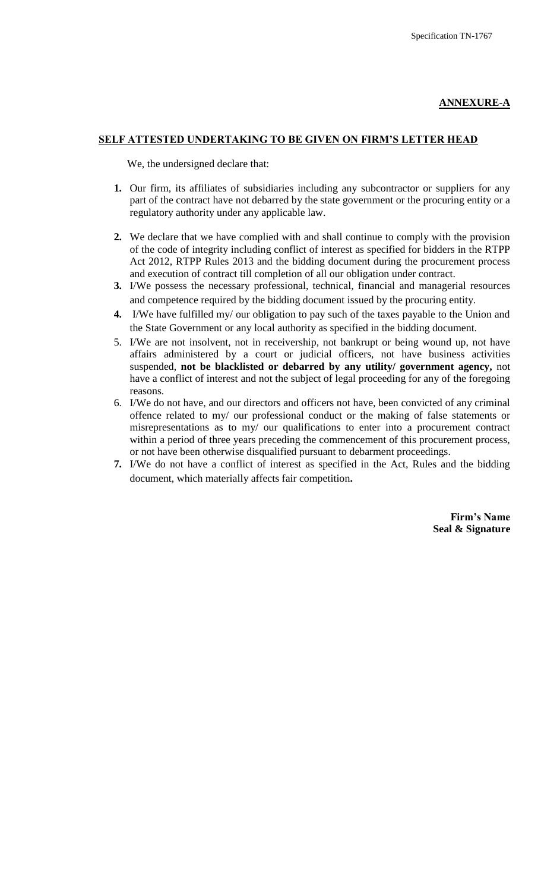## ANNEXURE-A

### SELF ATTESTED UNDERTAKING TO BE GIVEN ON FIRM'S LETTER HEAD

We, the undersigned declare that:

1. Our firm, its affiliates of subsidiaries including any subcontractor or suppliers for any part of the contract have not debarred by the state government or the procuring entity or a regulatory authority under any applicable law.
2. We declare that we have complied with and shall continue to comply with the provision of the code of integrity including conflict of interest as specified for bidders in the RTPP Act 2012, RTPP Rules 2013 and the bidding document during the procurement process and execution of contract till completion of all our obligation under contract.
3. I/We possess the necessary professional, technical, financial and managerial resources and competence required by the bidding document issued by the procuring entity.
4. I/We have fulfilled my/ our obligation to pay such of the taxes payable to the Union and the State Government or any local authority as specified in the bidding document.
5. I/We are not insolvent, not in receivership, not bankrupt or being wound up, not have affairs administered by a court or judicial officers, not have business activities suspended, **not be blacklisted or debarred by any utility/ government agency,** not have a conflict of interest and not the subject of legal proceeding for any of the foregoing reasons.
6. I/We do not have, and our directors and officers not have, been convicted of any criminal offence related to my/ our professional conduct or the making of false statements or misrepresentations as to my/ our qualifications to enter into a procurement contract within a period of three years preceding the commencement of this procurement process, or not have been otherwise disqualified pursuant to debarment proceedings.
7. I/We do not have a conflict of interest as specified in the Act, Rules and the bidding document, which materially affects fair competition**.**

**Firm's Name**
**Seal & Signature**